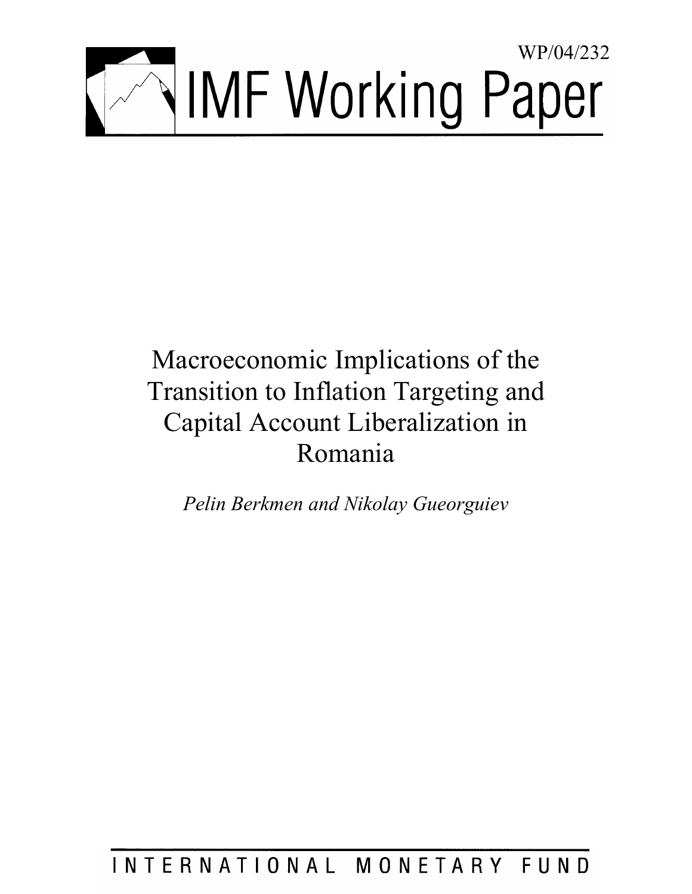WP/04/232

# IMF Working Paper

# Macroeconomic Implications of the Transition to Inflation Targeting and Capital Account Liberalization in Romania

*Pelin Berkmen and Nikolay Gueorguiev*

INTERNATIONAL MONETARY FUND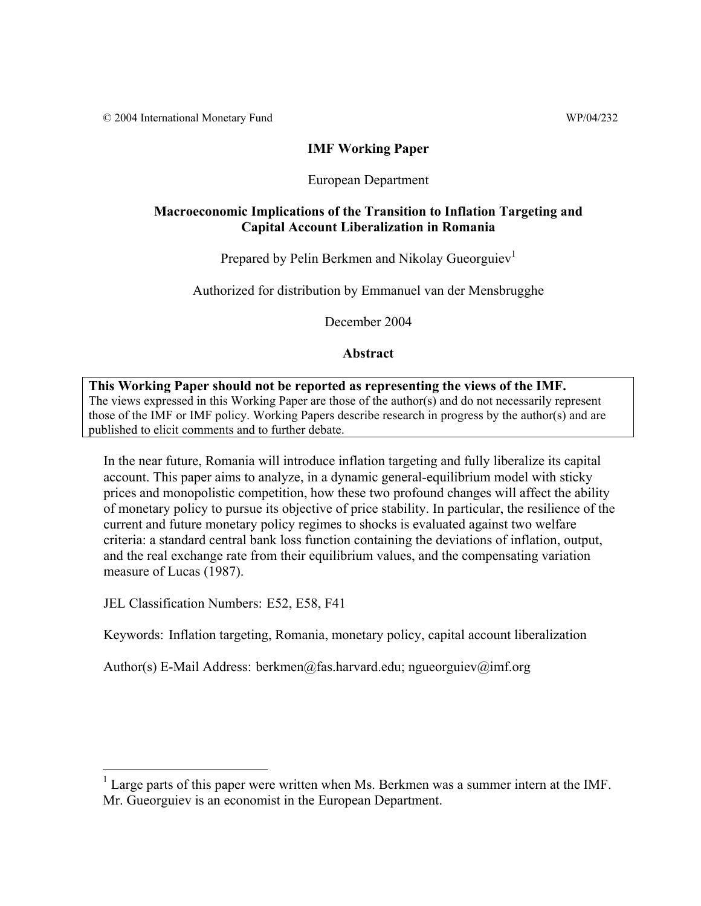© 2004 International Monetary Fund WP/04/232

**IMF Working Paper**

European Department

**Macroeconomic Implications of the Transition to Inflation Targeting and Capital Account Liberalization in Romania**

Prepared by Pelin Berkmen and Nikolay Gueorguiev[1]

Authorized for distribution by Emmanuel van der Mensbrugghe

December 2004

**Abstract**

**This Working Paper should not be reported as representing the views of the IMF.**
The views expressed in this Working Paper are those of the author(s) and do not necessarily represent those of the IMF or IMF policy. Working Papers describe research in progress by the author(s) and are published to elicit comments and to further debate.

In the near future, Romania will introduce inflation targeting and fully liberalize its capital account. This paper aims to analyze, in a dynamic general-equilibrium model with sticky prices and monopolistic competition, how these two profound changes will affect the ability of monetary policy to pursue its objective of price stability. In particular, the resilience of the current and future monetary policy regimes to shocks is evaluated against two welfare criteria: a standard central bank loss function containing the deviations of inflation, output, and the real exchange rate from their equilibrium values, and the compensating variation measure of Lucas (1987).

JEL Classification Numbers: E52, E58, F41

Keywords: Inflation targeting, Romania, monetary policy, capital account liberalization

Author(s) E-Mail Address: berkmen@fas.harvard.edu; ngueorguiev@imf.org

[1] Large parts of this paper were written when Ms. Berkmen was a summer intern at the IMF. Mr. Gueorguiev is an economist in the European Department.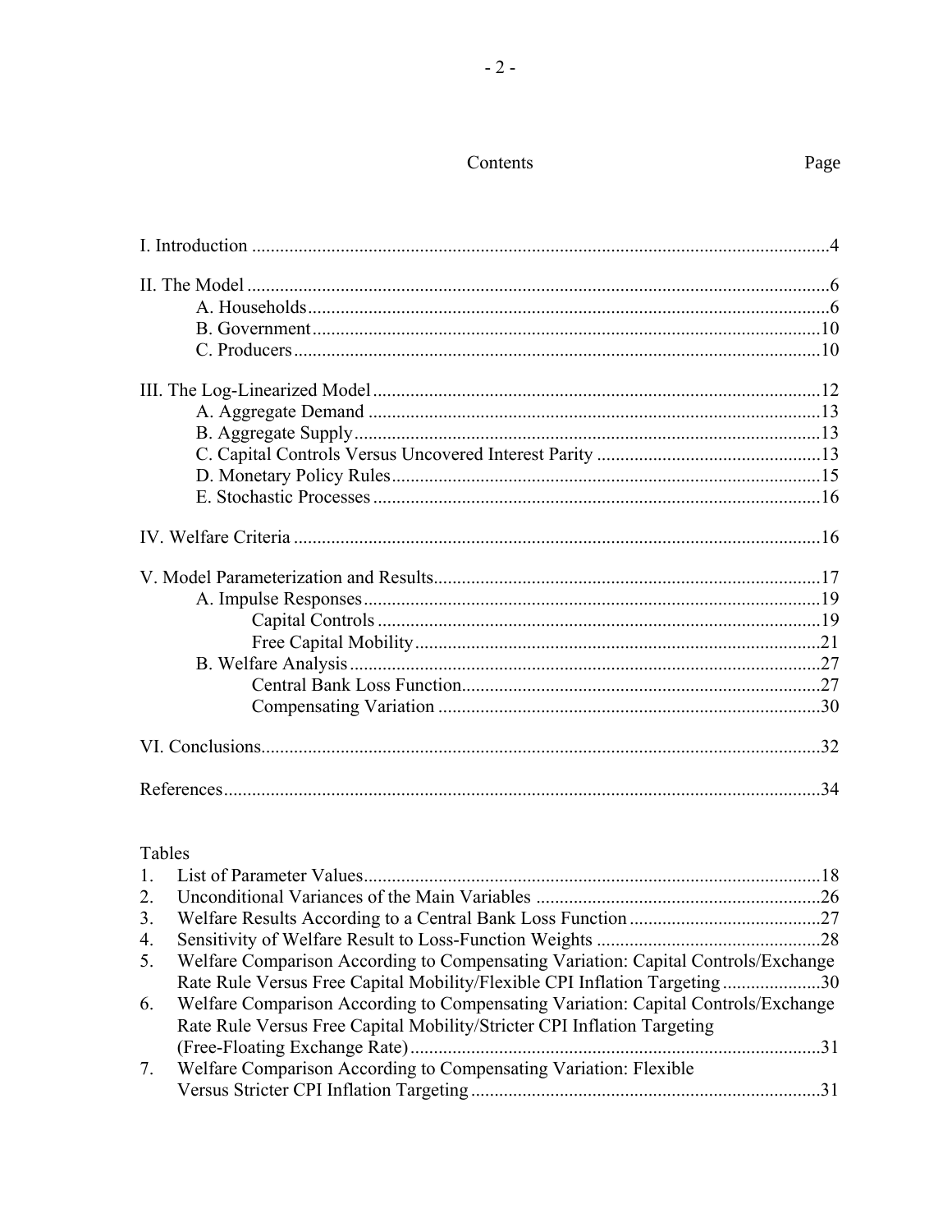## Contents

| | Page |
|---|---|
| I. Introduction | 4 |
| II. The Model | 6 |
| A. Households | 6 |
| B. Government | 10 |
| C. Producers | 10 |
| III. The Log-Linearized Model | 12 |
| A. Aggregate Demand | 13 |
| B. Aggregate Supply | 13 |
| C. Capital Controls Versus Uncovered Interest Parity | 13 |
| D. Monetary Policy Rules | 15 |
| E. Stochastic Processes | 16 |
| IV. Welfare Criteria | 16 |
| V. Model Parameterization and Results | 17 |
| A. Impulse Responses | 19 |
| Capital Controls | 19 |
| Free Capital Mobility | 21 |
| B. Welfare Analysis | 27 |
| Central Bank Loss Function | 27 |
| Compensating Variation | 30 |
| VI. Conclusions | 32 |
| References | 34 |

### Tables

| | | |
|---|---|---|
| 1. | List of Parameter Values | 18 |
| 2. | Unconditional Variances of the Main Variables | 26 |
| 3. | Welfare Results According to a Central Bank Loss Function | 27 |
| 4. | Sensitivity of Welfare Result to Loss-Function Weights | 28 |
| 5. | Welfare Comparison According to Compensating Variation: Capital Controls/Exchange Rate Rule Versus Free Capital Mobility/Flexible CPI Inflation Targeting | 30 |
| 6. | Welfare Comparison According to Compensating Variation: Capital Controls/Exchange Rate Rule Versus Free Capital Mobility/Stricter CPI Inflation Targeting (Free-Floating Exchange Rate) | 31 |
| 7. | Welfare Comparison According to Compensating Variation: Flexible Versus Stricter CPI Inflation Targeting | 31 |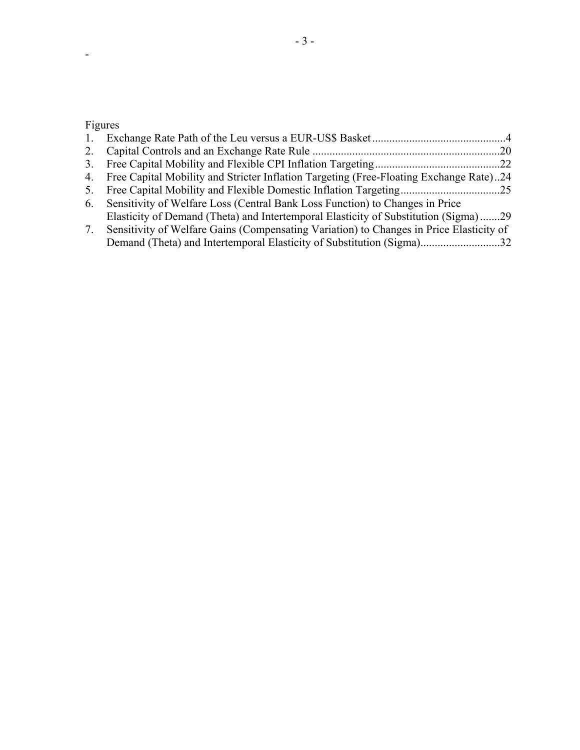Figures

1. Exchange Rate Path of the Leu versus a EUR-US$ Basket..............................................4
2. Capital Controls and an Exchange Rate Rule .................................................................20
3. Free Capital Mobility and Flexible CPI Inflation Targeting............................................22
4. Free Capital Mobility and Stricter Inflation Targeting (Free-Floating Exchange Rate)..24
5. Free Capital Mobility and Flexible Domestic Inflation Targeting..................................25
6. Sensitivity of Welfare Loss (Central Bank Loss Function) to Changes in Price Elasticity of Demand (Theta) and Intertemporal Elasticity of Substitution (Sigma).......29
7. Sensitivity of Welfare Gains (Compensating Variation) to Changes in Price Elasticity of Demand (Theta) and Intertemporal Elasticity of Substitution (Sigma)............................32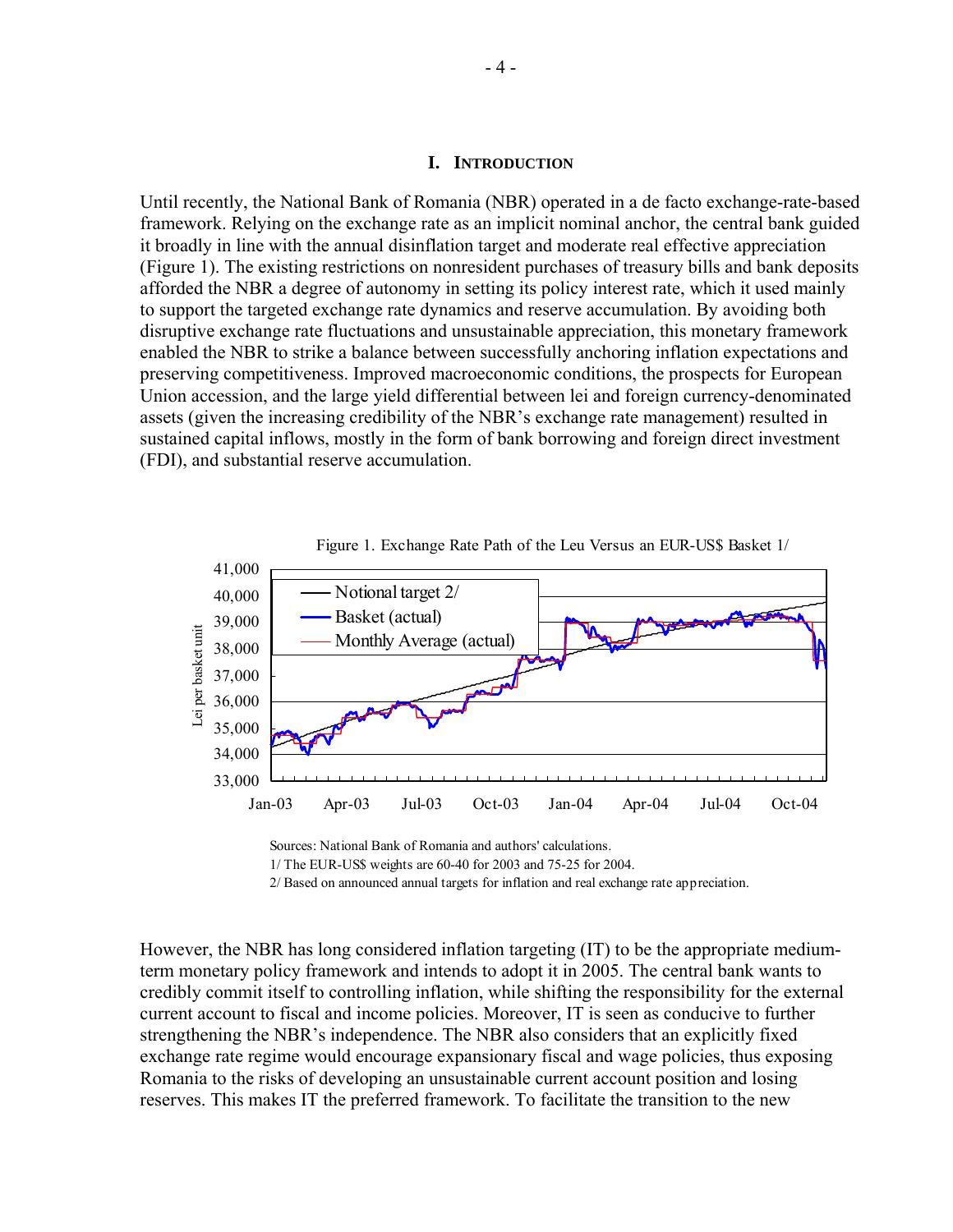## I. Introduction

Until recently, the National Bank of Romania (NBR) operated in a de facto exchange-rate-based framework. Relying on the exchange rate as an implicit nominal anchor, the central bank guided it broadly in line with the annual disinflation target and moderate real effective appreciation (Figure 1). The existing restrictions on nonresident purchases of treasury bills and bank deposits afforded the NBR a degree of autonomy in setting its policy interest rate, which it used mainly to support the targeted exchange rate dynamics and reserve accumulation. By avoiding both disruptive exchange rate fluctuations and unsustainable appreciation, this monetary framework enabled the NBR to strike a balance between successfully anchoring inflation expectations and preserving competitiveness. Improved macroeconomic conditions, the prospects for European Union accession, and the large yield differential between lei and foreign currency-denominated assets (given the increasing credibility of the NBR's exchange rate management) resulted in sustained capital inflows, mostly in the form of bank borrowing and foreign direct investment (FDI), and substantial reserve accumulation.

Figure 1. Exchange Rate Path of the Leu Versus an EUR-US$ Basket 1/

Sources: National Bank of Romania and authors' calculations.
1/ The EUR-US$ weights are 60-40 for 2003 and 75-25 for 2004.
2/ Based on announced annual targets for inflation and real exchange rate appreciation.

However, the NBR has long considered inflation targeting (IT) to be the appropriate medium-term monetary policy framework and intends to adopt it in 2005. The central bank wants to credibly commit itself to controlling inflation, while shifting the responsibility for the external current account to fiscal and income policies. Moreover, IT is seen as conducive to further strengthening the NBR's independence. The NBR also considers that an explicitly fixed exchange rate regime would encourage expansionary fiscal and wage policies, thus exposing Romania to the risks of developing an unsustainable current account position and losing reserves. This makes IT the preferred framework. To facilitate the transition to the new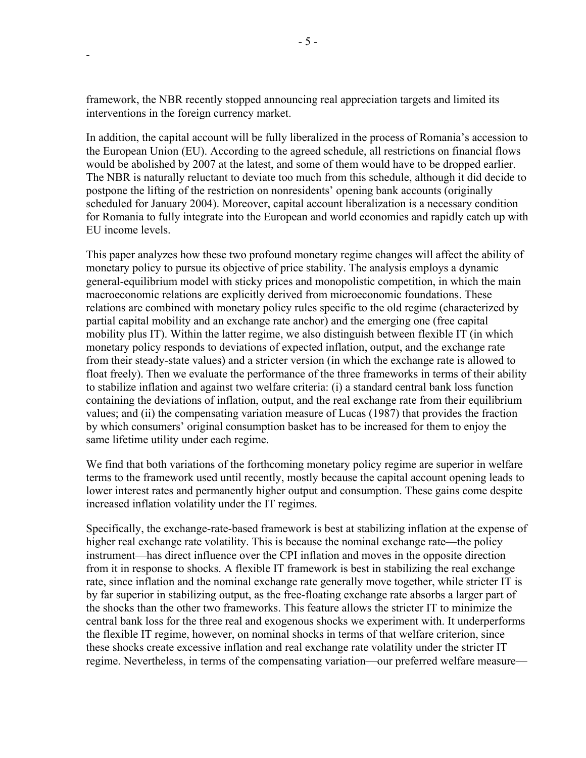framework, the NBR recently stopped announcing real appreciation targets and limited its interventions in the foreign currency market.

In addition, the capital account will be fully liberalized in the process of Romania's accession to the European Union (EU). According to the agreed schedule, all restrictions on financial flows would be abolished by 2007 at the latest, and some of them would have to be dropped earlier. The NBR is naturally reluctant to deviate too much from this schedule, although it did decide to postpone the lifting of the restriction on nonresidents' opening bank accounts (originally scheduled for January 2004). Moreover, capital account liberalization is a necessary condition for Romania to fully integrate into the European and world economies and rapidly catch up with EU income levels.

This paper analyzes how these two profound monetary regime changes will affect the ability of monetary policy to pursue its objective of price stability. The analysis employs a dynamic general-equilibrium model with sticky prices and monopolistic competition, in which the main macroeconomic relations are explicitly derived from microeconomic foundations. These relations are combined with monetary policy rules specific to the old regime (characterized by partial capital mobility and an exchange rate anchor) and the emerging one (free capital mobility plus IT). Within the latter regime, we also distinguish between flexible IT (in which monetary policy responds to deviations of expected inflation, output, and the exchange rate from their steady-state values) and a stricter version (in which the exchange rate is allowed to float freely). Then we evaluate the performance of the three frameworks in terms of their ability to stabilize inflation and against two welfare criteria: (i) a standard central bank loss function containing the deviations of inflation, output, and the real exchange rate from their equilibrium values; and (ii) the compensating variation measure of Lucas (1987) that provides the fraction by which consumers' original consumption basket has to be increased for them to enjoy the same lifetime utility under each regime.

We find that both variations of the forthcoming monetary policy regime are superior in welfare terms to the framework used until recently, mostly because the capital account opening leads to lower interest rates and permanently higher output and consumption. These gains come despite increased inflation volatility under the IT regimes.

Specifically, the exchange-rate-based framework is best at stabilizing inflation at the expense of higher real exchange rate volatility. This is because the nominal exchange rate—the policy instrument—has direct influence over the CPI inflation and moves in the opposite direction from it in response to shocks. A flexible IT framework is best in stabilizing the real exchange rate, since inflation and the nominal exchange rate generally move together, while stricter IT is by far superior in stabilizing output, as the free-floating exchange rate absorbs a larger part of the shocks than the other two frameworks. This feature allows the stricter IT to minimize the central bank loss for the three real and exogenous shocks we experiment with. It underperforms the flexible IT regime, however, on nominal shocks in terms of that welfare criterion, since these shocks create excessive inflation and real exchange rate volatility under the stricter IT regime. Nevertheless, in terms of the compensating variation—our preferred welfare measure—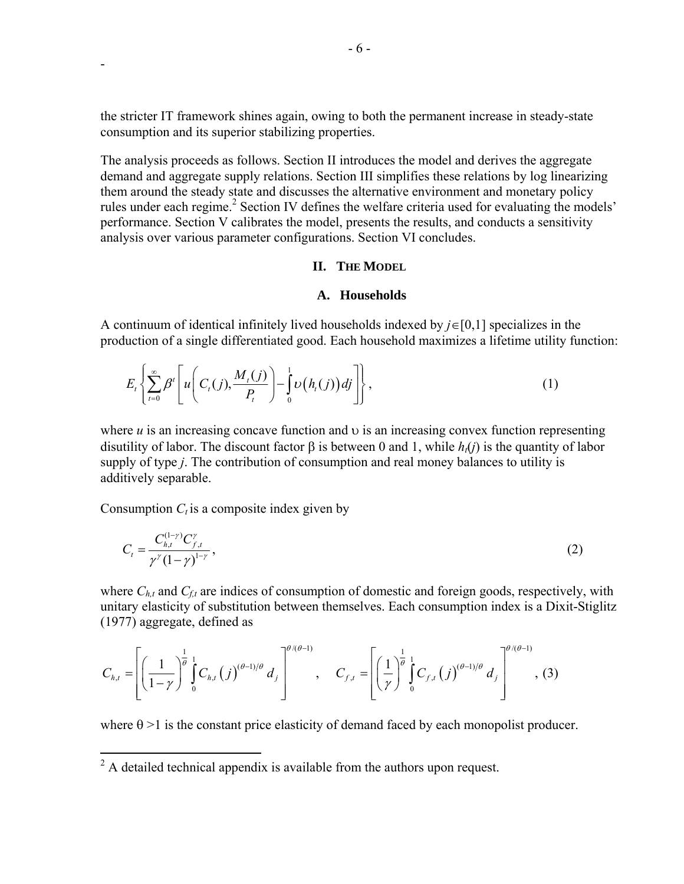the stricter IT framework shines again, owing to both the permanent increase in steady-state consumption and its superior stabilizing properties.

The analysis proceeds as follows. Section II introduces the model and derives the aggregate demand and aggregate supply relations. Section III simplifies these relations by log linearizing them around the steady state and discusses the alternative environment and monetary policy rules under each regime.[2] Section IV defines the welfare criteria used for evaluating the models' performance. Section V calibrates the model, presents the results, and conducts a sensitivity analysis over various parameter configurations. Section VI concludes.

## II. The Model

### A. Households

A continuum of identical infinitely lived households indexed by $j \in [0,1]$ specializes in the production of a single differentiated good. Each household maximizes a lifetime utility function:

$$E_t \left\{ \sum_{t=0}^{\infty} \beta^t \left[ u\left( C_t(j), \frac{M_t(j)}{P_t} \right) - \int_0^1 \upsilon\left(h_t(j)\right) dj \right] \right\}, \tag{1}$$

where $u$ is an increasing concave function and $\upsilon$ is an increasing convex function representing disutility of labor. The discount factor $\beta$ is between 0 and 1, while $h_t(j)$ is the quantity of labor supply of type $j$. The contribution of consumption and real money balances to utility is additively separable.

Consumption $C_t$ is a composite index given by

$$C_t = \frac{C_{h,t}^{(1-\gamma)} C_{f,t}^{\gamma}}{\gamma^{\gamma}(1-\gamma)^{1-\gamma}}, \tag{2}$$

where $C_{h,t}$ and $C_{f,t}$ are indices of consumption of domestic and foreign goods, respectively, with unitary elasticity of substitution between themselves. Each consumption index is a Dixit-Stiglitz (1977) aggregate, defined as

$$C_{h,t} = \left[ \left( \frac{1}{1-\gamma} \right)^{\frac{1}{\theta}} \int_0^1 C_{h,t}\left(j\right)^{(\theta-1)/\theta} d_j \right]^{\theta/(\theta-1)}, \quad C_{f,t} = \left[ \left( \frac{1}{\gamma} \right)^{\frac{1}{\theta}} \int_0^1 C_{f,t}\left(j\right)^{(\theta-1)/\theta} d_j \right]^{\theta/(\theta-1)}, \tag{3}$$

where $\theta > 1$ is the constant price elasticity of demand faced by each monopolist producer.

[2] A detailed technical appendix is available from the authors upon request.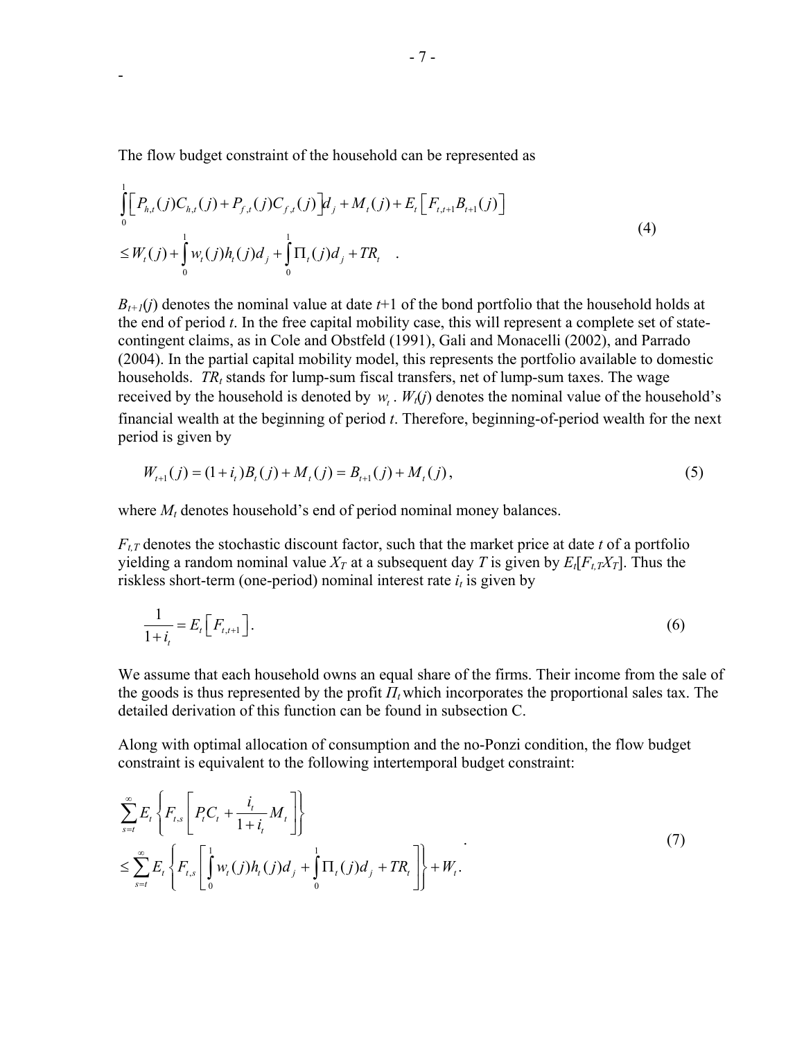The flow budget constraint of the household can be represented as

$$\int_0^1 \left[ P_{h,t}(j)C_{h,t}(j) + P_{f,t}(j)C_{f,t}(j) \right] d_j + M_t(j) + E_t\left[ F_{t,t+1}B_{t+1}(j) \right] \\ \leq W_t(j) + \int_0^1 w_t(j)h_t(j)d_j + \int_0^1 \Pi_t(j)d_j + TR_t \quad . \tag{4}$$

$B_{t+1}(j)$ denotes the nominal value at date $t$+1 of the bond portfolio that the household holds at the end of period $t$. In the free capital mobility case, this will represent a complete set of state-contingent claims, as in Cole and Obstfeld (1991), Gali and Monacelli (2002), and Parrado (2004). In the partial capital mobility model, this represents the portfolio available to domestic households. $TR_t$ stands for lump-sum fiscal transfers, net of lump-sum taxes. The wage received by the household is denoted by $w_t$. $W_t(j)$ denotes the nominal value of the household's financial wealth at the beginning of period $t$. Therefore, beginning-of-period wealth for the next period is given by

$$W_{t+1}(j) = (1+i_t)B_t(j) + M_t(j) = B_{t+1}(j) + M_t(j), \tag{5}$$

where $M_t$ denotes household's end of period nominal money balances.

$F_{t,T}$ denotes the stochastic discount factor, such that the market price at date $t$ of a portfolio yielding a random nominal value $X_T$ at a subsequent day $T$ is given by $E_t[F_{t,T}X_T]$. Thus the riskless short-term (one-period) nominal interest rate $i_t$ is given by

$$\frac{1}{1+i_t} = E_t\left[ F_{t,t+1} \right]. \tag{6}$$

We assume that each household owns an equal share of the firms. Their income from the sale of the goods is thus represented by the profit $\Pi_t$ which incorporates the proportional sales tax. The detailed derivation of this function can be found in subsection C.

Along with optimal allocation of consumption and the no-Ponzi condition, the flow budget constraint is equivalent to the following intertemporal budget constraint:

$$\sum_{s=t}^{\infty} E_t\left\{ F_{t,s}\left[ P_t C_t + \frac{i_t}{1+i_t} M_t \right] \right\} \\ \leq \sum_{s=t}^{\infty} E_t\left\{ F_{t,s}\left[ \int_0^1 w_t(j)h_t(j)d_j + \int_0^1 \Pi_t(j)d_j + TR_t \right] \right\} + W_t. \tag{7}$$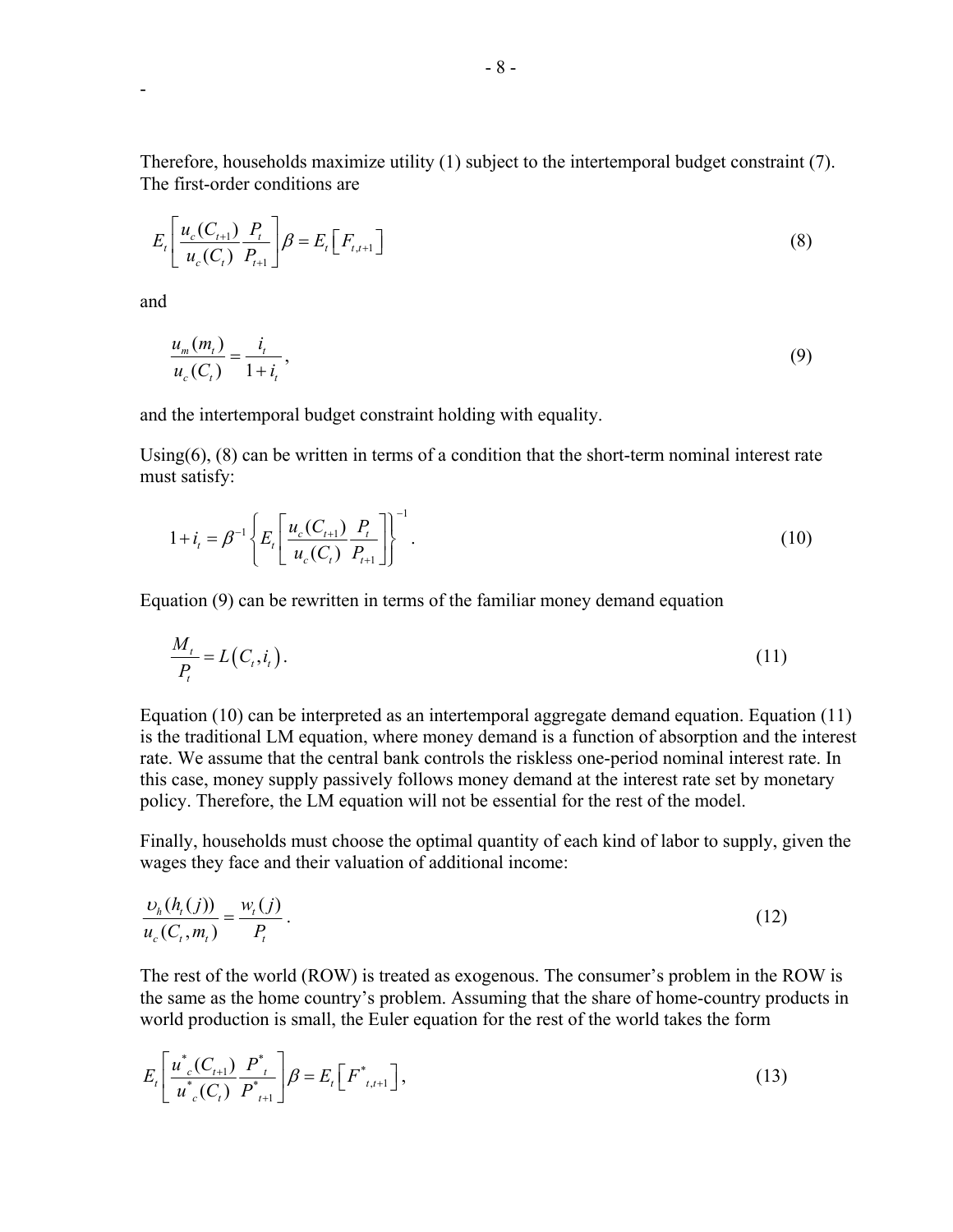Therefore, households maximize utility (1) subject to the intertemporal budget constraint (7). The first-order conditions are

$$E_t\left[\frac{u_c(C_{t+1})}{u_c(C_t)}\frac{P_t}{P_{t+1}}\right]\beta = E_t\left[F_{t,t+1}\right] \tag{8}$$

and

$$\frac{u_m(m_t)}{u_c(C_t)} = \frac{i_t}{1+i_t}, \tag{9}$$

and the intertemporal budget constraint holding with equality.

Using(6), (8) can be written in terms of a condition that the short-term nominal interest rate must satisfy:

$$1+i_t = \beta^{-1}\left\{E_t\left[\frac{u_c(C_{t+1})}{u_c(C_t)}\frac{P_t}{P_{t+1}}\right]\right\}^{-1}. \tag{10}$$

Equation (9) can be rewritten in terms of the familiar money demand equation

$$\frac{M_t}{P_t} = L\left(C_t, i_t\right). \tag{11}$$

Equation (10) can be interpreted as an intertemporal aggregate demand equation. Equation (11) is the traditional LM equation, where money demand is a function of absorption and the interest rate. We assume that the central bank controls the riskless one-period nominal interest rate. In this case, money supply passively follows money demand at the interest rate set by monetary policy. Therefore, the LM equation will not be essential for the rest of the model.

Finally, households must choose the optimal quantity of each kind of labor to supply, given the wages they face and their valuation of additional income:

$$\frac{\upsilon_h(h_t(j))}{u_c(C_t, m_t)} = \frac{w_t(j)}{P_t}. \tag{12}$$

The rest of the world (ROW) is treated as exogenous. The consumer's problem in the ROW is the same as the home country's problem. Assuming that the share of home-country products in world production is small, the Euler equation for the rest of the world takes the form

$$E_t\left[\frac{u^*_c(C_{t+1})}{u^*_c(C_t)}\frac{P^*_t}{P^*_{t+1}}\right]\beta = E_t\left[F^*_{t,t+1}\right], \tag{13}$$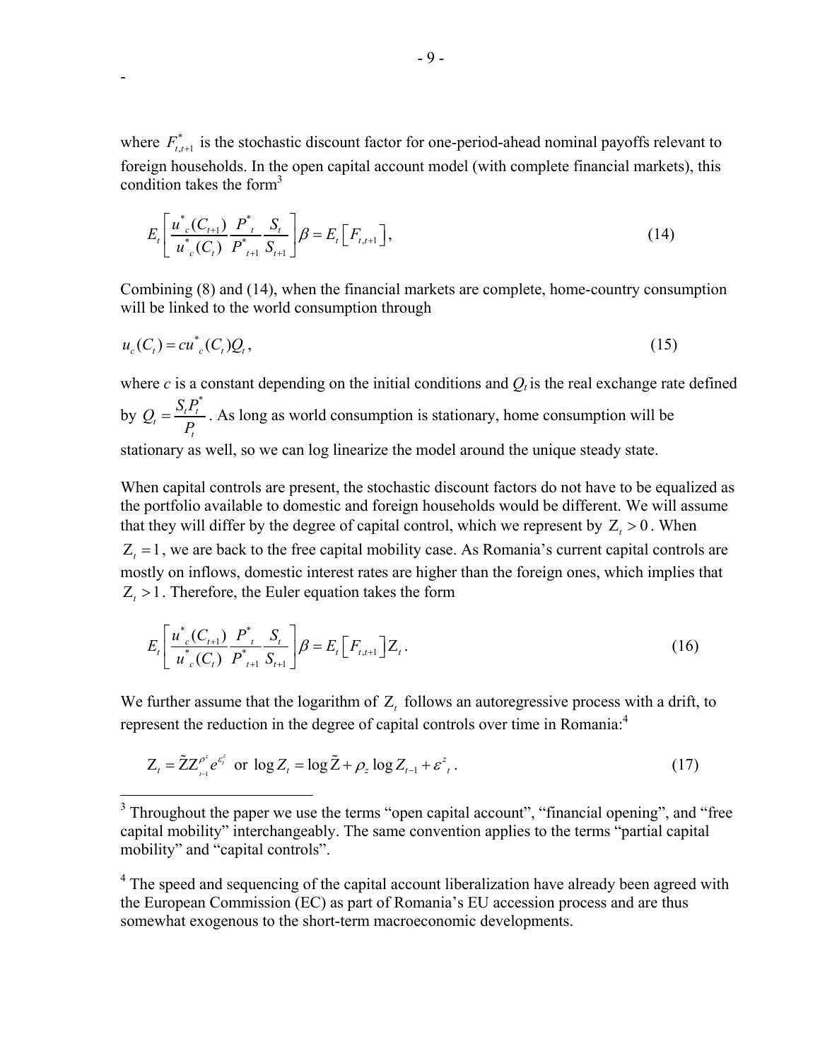where $F^{*}_{t,t+1}$ is the stochastic discount factor for one-period-ahead nominal payoffs relevant to foreign households. In the open capital account model (with complete financial markets), this condition takes the form[3]

$$E_t\left[\frac{u^{*}_{c}(C_{t+1})}{u^{*}_{c}(C_t)}\frac{P^{*}_{t}}{P^{*}_{t+1}}\frac{S_t}{S_{t+1}}\right]\beta = E_t\left[F_{t,t+1}\right], \tag{14}$$

Combining (8) and (14), when the financial markets are complete, home-country consumption will be linked to the world consumption through

$$u_c(C_t) = cu^{*}_{c}(C_t)Q_t, \tag{15}$$

where $c$ is a constant depending on the initial conditions and $Q_t$ is the real exchange rate defined by $Q_t = \frac{S_t P^{*}_{t}}{P_t}$. As long as world consumption is stationary, home consumption will be stationary as well, so we can log linearize the model around the unique steady state.

When capital controls are present, the stochastic discount factors do not have to be equalized as the portfolio available to domestic and foreign households would be different. We will assume that they will differ by the degree of capital control, which we represent by $Z_t > 0$. When $Z_t = 1$, we are back to the free capital mobility case. As Romania's current capital controls are mostly on inflows, domestic interest rates are higher than the foreign ones, which implies that $Z_t > 1$. Therefore, the Euler equation takes the form

$$E_t\left[\frac{u^{*}_{c}(C_{t+1})}{u^{*}_{c}(C_t)}\frac{P^{*}_{t}}{P^{*}_{t+1}}\frac{S_t}{S_{t+1}}\right]\beta = E_t\left[F_{t,t+1}\right]Z_t. \tag{16}$$

We further assume that the logarithm of $Z_t$ follows an autoregressive process with a drift, to represent the reduction in the degree of capital controls over time in Romania:[4]

$$Z_t = \tilde{Z}Z^{\rho^{z}}_{t-1}e^{\varepsilon^{z}_{t}} \text{ or } \log Z_t = \log\tilde{Z} + \rho_z \log Z_{t-1} + \varepsilon^{z}_{t}. \tag{17}$$

[3] Throughout the paper we use the terms "open capital account", "financial opening", and "free capital mobility" interchangeably. The same convention applies to the terms "partial capital mobility" and "capital controls".

[4] The speed and sequencing of the capital account liberalization have already been agreed with the European Commission (EC) as part of Romania's EU accession process and are thus somewhat exogenous to the short-term macroeconomic developments.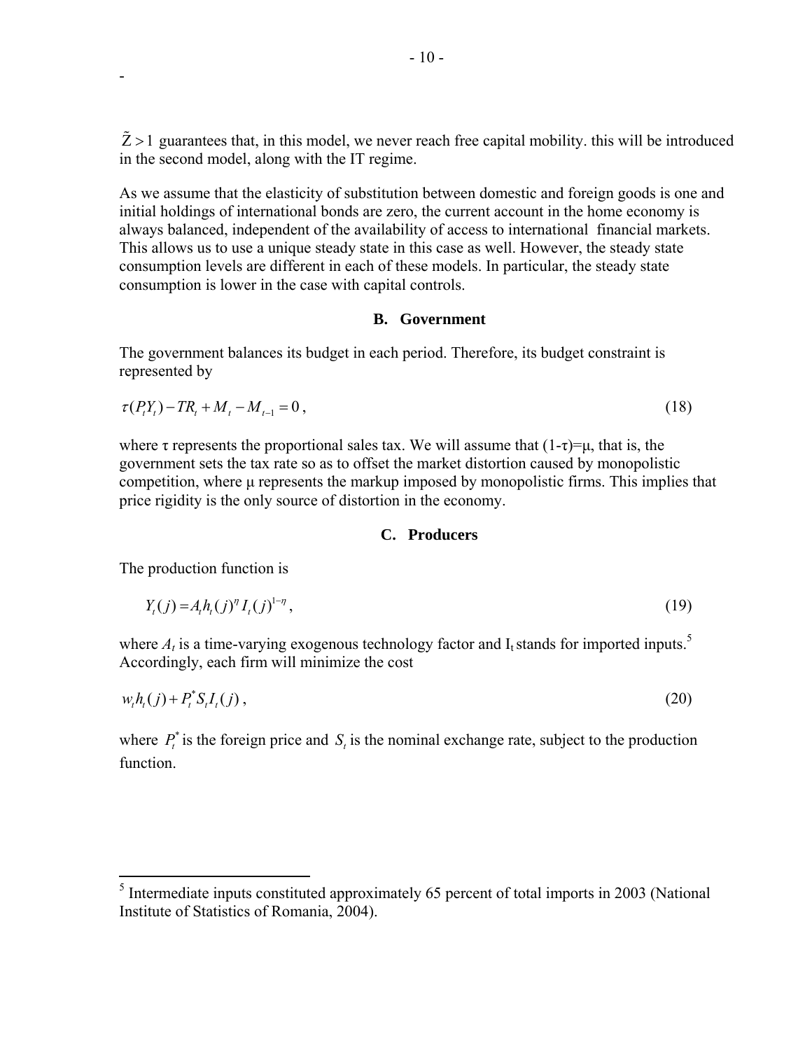$\tilde{Z} > 1$ guarantees that, in this model, we never reach free capital mobility. this will be introduced in the second model, along with the IT regime.

As we assume that the elasticity of substitution between domestic and foreign goods is one and initial holdings of international bonds are zero, the current account in the home economy is always balanced, independent of the availability of access to international financial markets. This allows us to use a unique steady state in this case as well. However, the steady state consumption levels are different in each of these models. In particular, the steady state consumption is lower in the case with capital controls.

### B. Government

The government balances its budget in each period. Therefore, its budget constraint is represented by

$$\tau(P_t Y_t) - TR_t + M_t - M_{t-1} = 0 \, , \tag{18}$$

where τ represents the proportional sales tax. We will assume that (1-τ)=μ, that is, the government sets the tax rate so as to offset the market distortion caused by monopolistic competition, where μ represents the markup imposed by monopolistic firms. This implies that price rigidity is the only source of distortion in the economy.

### C. Producers

The production function is

$$Y_t(j) = A_t h_t(j)^{\eta} I_t(j)^{1-\eta} \, , \tag{19}$$

where $A_t$ is a time-varying exogenous technology factor and $I_t$ stands for imported inputs.[5] Accordingly, each firm will minimize the cost

$$w_t h_t(j) + P_t^* S_t I_t(j) \, , \tag{20}$$

where $P_t^*$ is the foreign price and $S_t$ is the nominal exchange rate, subject to the production function.

[5] Intermediate inputs constituted approximately 65 percent of total imports in 2003 (National Institute of Statistics of Romania, 2004).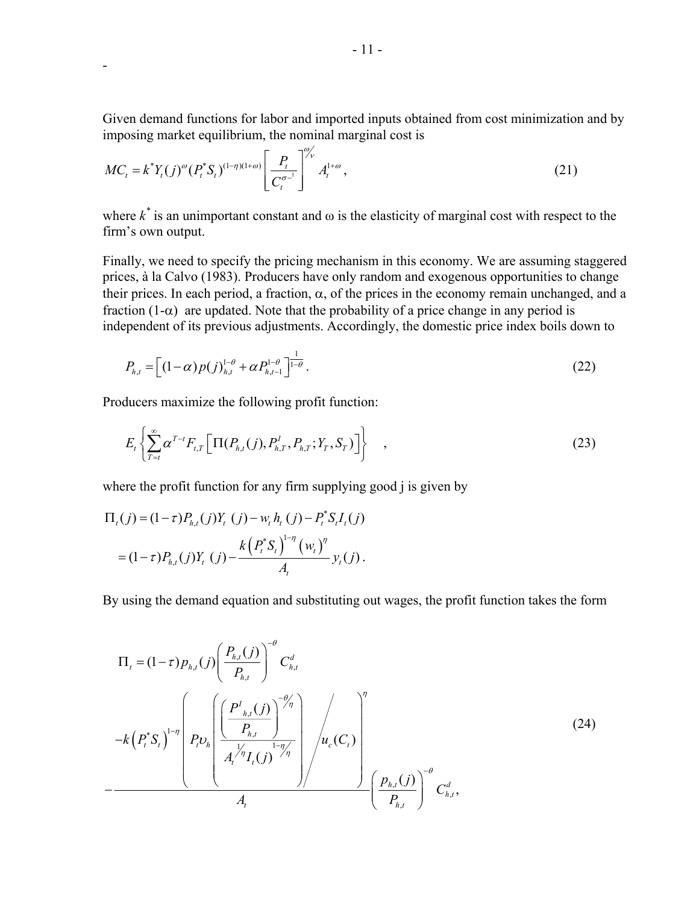Given demand functions for labor and imported inputs obtained from cost minimization and by imposing market equilibrium, the nominal marginal cost is

$$MC_t = k^* Y_t(j)^{\omega} (P_t^* S_t)^{(1-\eta)(1+\omega)} \left[ \frac{P_t}{C_t^{\sigma^{-1}}} \right]^{\omega/\nu} A_t^{1+\omega}, \tag{21}$$

where $k^*$ is an unimportant constant and ω is the elasticity of marginal cost with respect to the firm's own output.

Finally, we need to specify the pricing mechanism in this economy. We are assuming staggered prices, à la Calvo (1983). Producers have only random and exogenous opportunities to change their prices. In each period, a fraction, α, of the prices in the economy remain unchanged, and a fraction (1-α) are updated. Note that the probability of a price change in any period is independent of its previous adjustments. Accordingly, the domestic price index boils down to

$$P_{h,t} = \left[ (1-\alpha) p(j)_{h,t}^{1-\theta} + \alpha P_{h,t-1}^{1-\theta} \right]^{\frac{1}{1-\theta}}. \tag{22}$$

Producers maximize the following profit function:

$$E_t \left\{ \sum_{T=t}^{\infty} \alpha^{T-t} F_{t,T} \left[ \Pi(P_{h,t}(j), P_{h,T}^I, P_{h,T}; Y_T, S_T) \right] \right\} \quad , \tag{23}$$

where the profit function for any firm supplying good j is given by

$$\begin{aligned}
\Pi_t(j) &= (1-\tau) P_{h,t}(j) Y_t\ (j) - w_t h_t\ (j) - P_t^* S_t I_t(j) \\
&= (1-\tau) P_{h,t}(j) Y_t\ (j) - \frac{k \left(P_t^* S_t\right)^{1-\eta} \left(w_t\right)^{\eta}}{A_t} y_t(j).
\end{aligned}$$

By using the demand equation and substituting out wages, the profit function takes the form

$$\begin{aligned}
\Pi_t &= (1-\tau) p_{h,t}(j) \left( \frac{P_{h,t}(j)}{P_{h,t}} \right)^{-\theta} C_{h,t}^d \\
&\quad - \frac{ -k \left(P_t^* S_t\right)^{1-\eta} \left( P_t \upsilon_h \left( \dfrac{ \left( \dfrac{P^I{}_{h,t}(j)}{P_{h,t}} \right)^{-\theta/\eta} }{ A_t^{1/\eta} I_t(j)^{1-\eta/\eta} } \right) \Big/ u_c(C_t) \right)^{\eta} }{A_t} \left( \frac{p_{h,t}(j)}{P_{h,t}} \right)^{-\theta} C_{h,t}^d,
\end{aligned} \tag{24}$$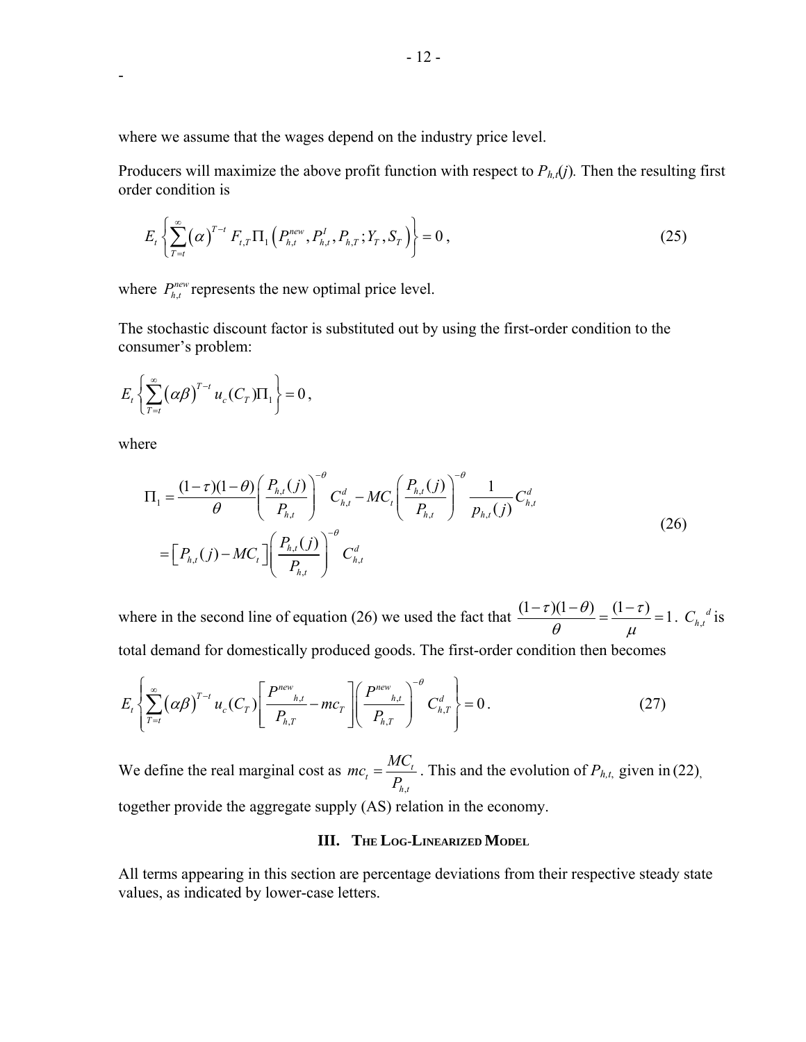-

where we assume that the wages depend on the industry price level.

Producers will maximize the above profit function with respect to $P_{h,t}(j)$. Then the resulting first order condition is

$$E_t\left\{\sum_{T=t}^{\infty}(\alpha)^{T-t} F_{t,T}\Pi_1\left(P_{h,t}^{new}, P_{h,t}^{I}, P_{h,T}; Y_T, S_T\right)\right\} = 0\,, \tag{25}$$

where $P_{h,t}^{new}$ represents the new optimal price level.

The stochastic discount factor is substituted out by using the first-order condition to the consumer's problem:

$$E_t\left\{\sum_{T=t}^{\infty}(\alpha\beta)^{T-t} u_c(C_T)\Pi_1\right\} = 0\,,$$

where

$$\begin{aligned}\Pi_1 &= \frac{(1-\tau)(1-\theta)}{\theta}\left(\frac{P_{h,t}(j)}{P_{h,t}}\right)^{-\theta} C_{h,t}^{d} - MC_t\left(\frac{P_{h,t}(j)}{P_{h,t}}\right)^{-\theta}\frac{1}{p_{h,t}(j)}C_{h,t}^{d} \\ &= \left[P_{h,t}(j) - MC_t\right]\left(\frac{P_{h,t}(j)}{P_{h,t}}\right)^{-\theta} C_{h,t}^{d}\end{aligned} \tag{26}$$

where in the second line of equation (26) we used the fact that $\dfrac{(1-\tau)(1-\theta)}{\theta} = \dfrac{(1-\tau)}{\mu} = 1$. ${C_{h,t}}^{d}$ is total demand for domestically produced goods. The first-order condition then becomes

$$E_t\left\{\sum_{T=t}^{\infty}(\alpha\beta)^{T-t} u_c(C_T)\left[\frac{{P^{new}}_{h,t}}{P_{h,T}} - mc_T\right]\left(\frac{{P^{new}}_{h,t}}{P_{h,T}}\right)^{-\theta} C_{h,T}^{d}\right\} = 0\,. \tag{27}$$

We define the real marginal cost as $mc_t = \dfrac{MC_t}{P_{h,t}}$. This and the evolution of $P_{h,t}$, given in (22), together provide the aggregate supply (AS) relation in the economy.

## III. The Log-Linearized Model

All terms appearing in this section are percentage deviations from their respective steady state values, as indicated by lower-case letters.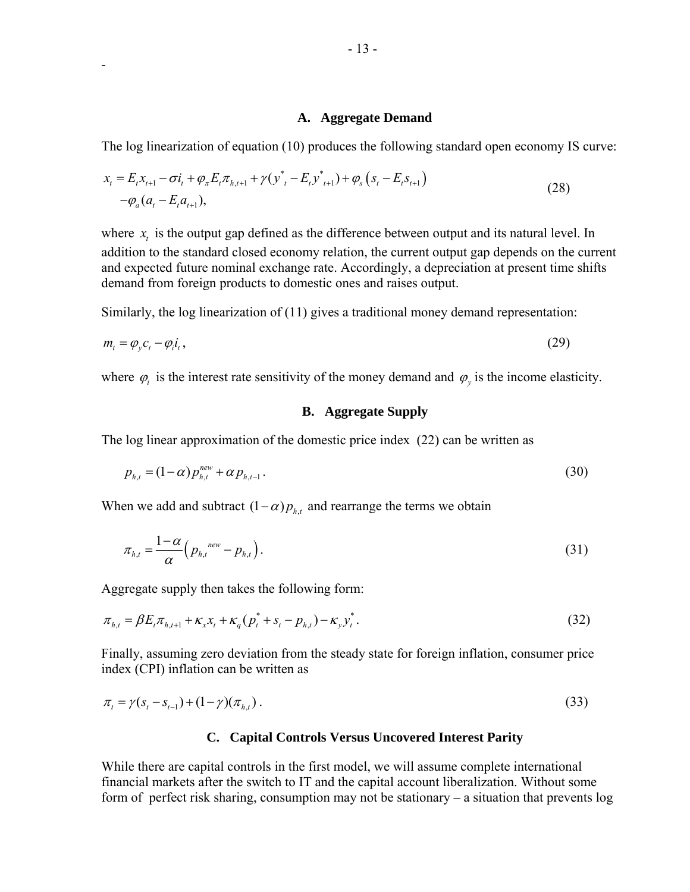### A. Aggregate Demand

The log linearization of equation (10) produces the following standard open economy IS curve:

$$x_t = E_t x_{t+1} - \sigma i_t + \varphi_\pi E_t \pi_{h,t+1} + \gamma (y^*_t - E_t y^*_{t+1}) + \varphi_s \left( s_t - E_t s_{t+1} \right) \\ -\varphi_a (a_t - E_t a_{t+1}), \tag{28}$$

where $x_t$ is the output gap defined as the difference between output and its natural level. In addition to the standard closed economy relation, the current output gap depends on the current and expected future nominal exchange rate. Accordingly, a depreciation at present time shifts demand from foreign products to domestic ones and raises output.

Similarly, the log linearization of (11) gives a traditional money demand representation:

$$m_t = \varphi_y c_t - \varphi_i i_t , \tag{29}$$

where $\varphi_i$ is the interest rate sensitivity of the money demand and $\varphi_y$ is the income elasticity.

### B. Aggregate Supply

The log linear approximation of the domestic price index (22) can be written as

$$p_{h,t} = (1-\alpha) p_{h,t}^{new} + \alpha p_{h,t-1} . \tag{30}$$

When we add and subtract $(1-\alpha) p_{h,t}$ and rearrange the terms we obtain

$$\pi_{h,t} = \frac{1-\alpha}{\alpha} \left( p_{h,t}^{\ new} - p_{h,t} \right) . \tag{31}$$

Aggregate supply then takes the following form:

$$\pi_{h,t} = \beta E_t \pi_{h,t+1} + \kappa_x x_t + \kappa_q (p_t^* + s_t - p_{h,t}) - \kappa_y y_t^* . \tag{32}$$

Finally, assuming zero deviation from the steady state for foreign inflation, consumer price index (CPI) inflation can be written as

$$\pi_t = \gamma (s_t - s_{t-1}) + (1-\gamma)(\pi_{h,t}) . \tag{33}$$

### C. Capital Controls Versus Uncovered Interest Parity

While there are capital controls in the first model, we will assume complete international financial markets after the switch to IT and the capital account liberalization. Without some form of perfect risk sharing, consumption may not be stationary – a situation that prevents log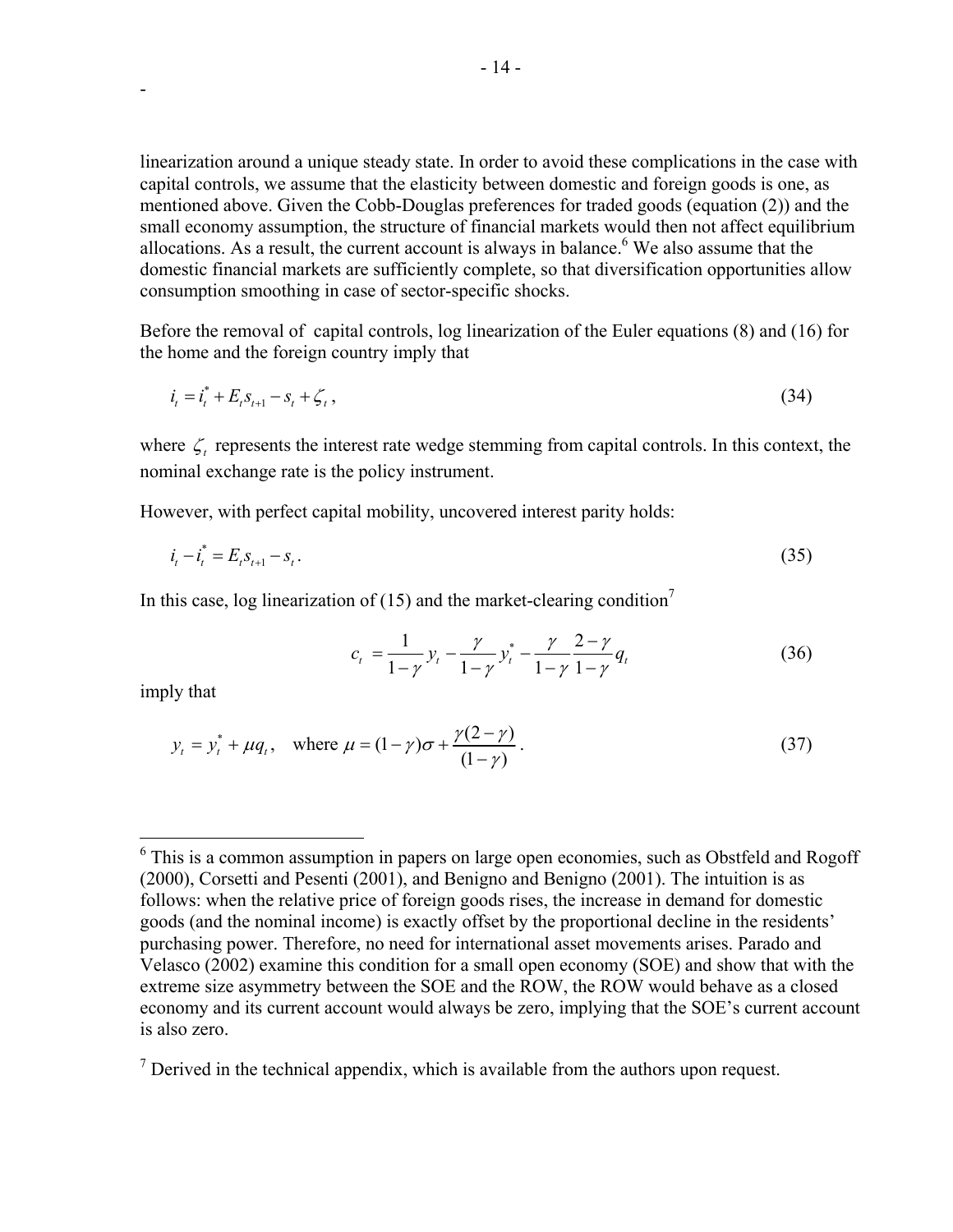linearization around a unique steady state. In order to avoid these complications in the case with capital controls, we assume that the elasticity between domestic and foreign goods is one, as mentioned above. Given the Cobb-Douglas preferences for traded goods (equation (2)) and the small economy assumption, the structure of financial markets would then not affect equilibrium allocations. As a result, the current account is always in balance.[6] We also assume that the domestic financial markets are sufficiently complete, so that diversification opportunities allow consumption smoothing in case of sector-specific shocks.

Before the removal of capital controls, log linearization of the Euler equations (8) and (16) for the home and the foreign country imply that

$$i_t = i_t^* + E_t s_{t+1} - s_t + \zeta_t , \tag{34}$$

where $\zeta_t$ represents the interest rate wedge stemming from capital controls. In this context, the nominal exchange rate is the policy instrument.

However, with perfect capital mobility, uncovered interest parity holds:

$$i_t - i_t^* = E_t s_{t+1} - s_t . \tag{35}$$

In this case, log linearization of (15) and the market-clearing condition[7]

$$c_t = \frac{1}{1-\gamma} y_t - \frac{\gamma}{1-\gamma} y_t^* - \frac{\gamma}{1-\gamma} \frac{2-\gamma}{1-\gamma} q_t \tag{36}$$

imply that

$$y_t = y_t^* + \mu q_t , \quad \text{where } \mu = (1-\gamma)\sigma + \frac{\gamma(2-\gamma)}{(1-\gamma)} . \tag{37}$$

---

[6] This is a common assumption in papers on large open economies, such as Obstfeld and Rogoff (2000), Corsetti and Pesenti (2001), and Benigno and Benigno (2001). The intuition is as follows: when the relative price of foreign goods rises, the increase in demand for domestic goods (and the nominal income) is exactly offset by the proportional decline in the residents' purchasing power. Therefore, no need for international asset movements arises. Parado and Velasco (2002) examine this condition for a small open economy (SOE) and show that with the extreme size asymmetry between the SOE and the ROW, the ROW would behave as a closed economy and its current account would always be zero, implying that the SOE's current account is also zero.

[7] Derived in the technical appendix, which is available from the authors upon request.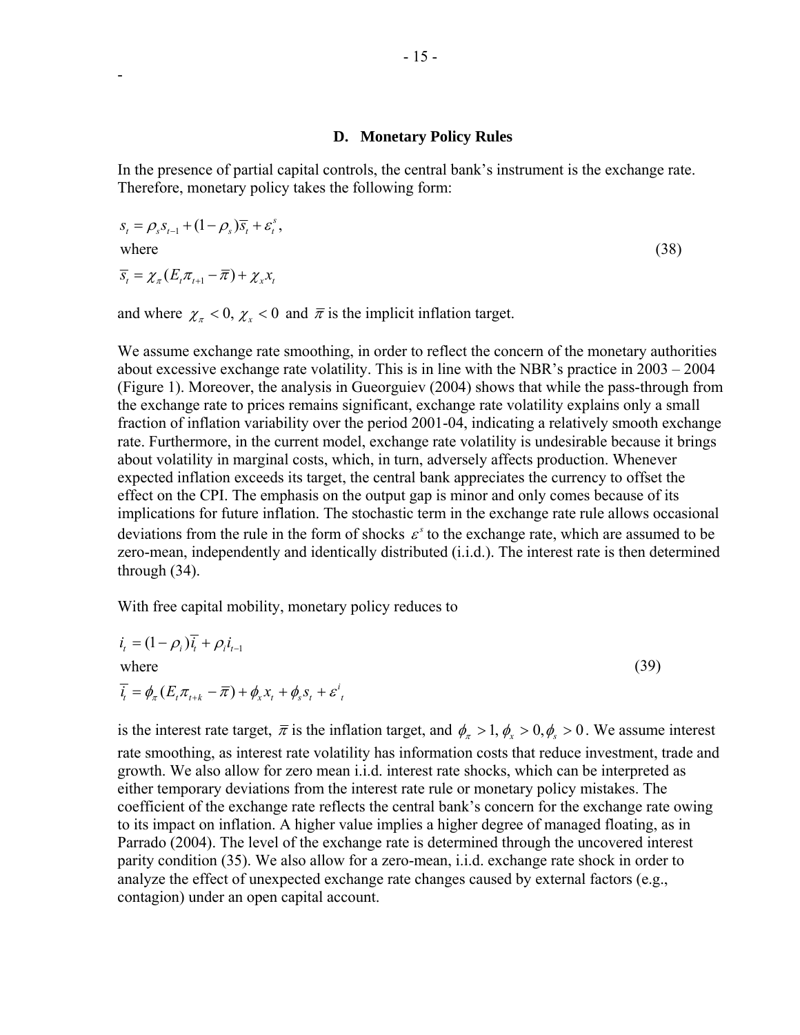### D. Monetary Policy Rules

In the presence of partial capital controls, the central bank's instrument is the exchange rate. Therefore, monetary policy takes the following form:

$$
\begin{aligned}
&s_t = \rho_s s_{t-1} + (1-\rho_s)\overline{s}_t + \varepsilon_t^s, \\
&\text{where} \\
&\overline{s}_t = \chi_\pi (E_t \pi_{t+1} - \overline{\pi}) + \chi_x x_t
\end{aligned}
\tag{38}
$$

and where $\chi_\pi < 0$, $\chi_x < 0$ and $\overline{\pi}$ is the implicit inflation target.

We assume exchange rate smoothing, in order to reflect the concern of the monetary authorities about excessive exchange rate volatility. This is in line with the NBR's practice in 2003 – 2004 (Figure 1). Moreover, the analysis in Gueorguiev (2004) shows that while the pass-through from the exchange rate to prices remains significant, exchange rate volatility explains only a small fraction of inflation variability over the period 2001-04, indicating a relatively smooth exchange rate. Furthermore, in the current model, exchange rate volatility is undesirable because it brings about volatility in marginal costs, which, in turn, adversely affects production. Whenever expected inflation exceeds its target, the central bank appreciates the currency to offset the effect on the CPI. The emphasis on the output gap is minor and only comes because of its implications for future inflation. The stochastic term in the exchange rate rule allows occasional deviations from the rule in the form of shocks $\varepsilon^s$ to the exchange rate, which are assumed to be zero-mean, independently and identically distributed (i.i.d.). The interest rate is then determined through (34).

With free capital mobility, monetary policy reduces to

$$
\begin{aligned}
&i_t = (1-\rho_i)\overline{i}_t + \rho_i i_{t-1} \\
&\text{where} \\
&\overline{i}_t = \phi_\pi (E_t \pi_{t+k} - \overline{\pi}) + \phi_x x_t + \phi_s s_t + \varepsilon^i{}_t
\end{aligned}
\tag{39}
$$

is the interest rate target, $\overline{\pi}$ is the inflation target, and $\phi_\pi > 1, \phi_x > 0, \phi_s > 0$. We assume interest rate smoothing, as interest rate volatility has information costs that reduce investment, trade and growth. We also allow for zero mean i.i.d. interest rate shocks, which can be interpreted as either temporary deviations from the interest rate rule or monetary policy mistakes. The coefficient of the exchange rate reflects the central bank's concern for the exchange rate owing to its impact on inflation. A higher value implies a higher degree of managed floating, as in Parrado (2004). The level of the exchange rate is determined through the uncovered interest parity condition (35). We also allow for a zero-mean, i.i.d. exchange rate shock in order to analyze the effect of unexpected exchange rate changes caused by external factors (e.g., contagion) under an open capital account.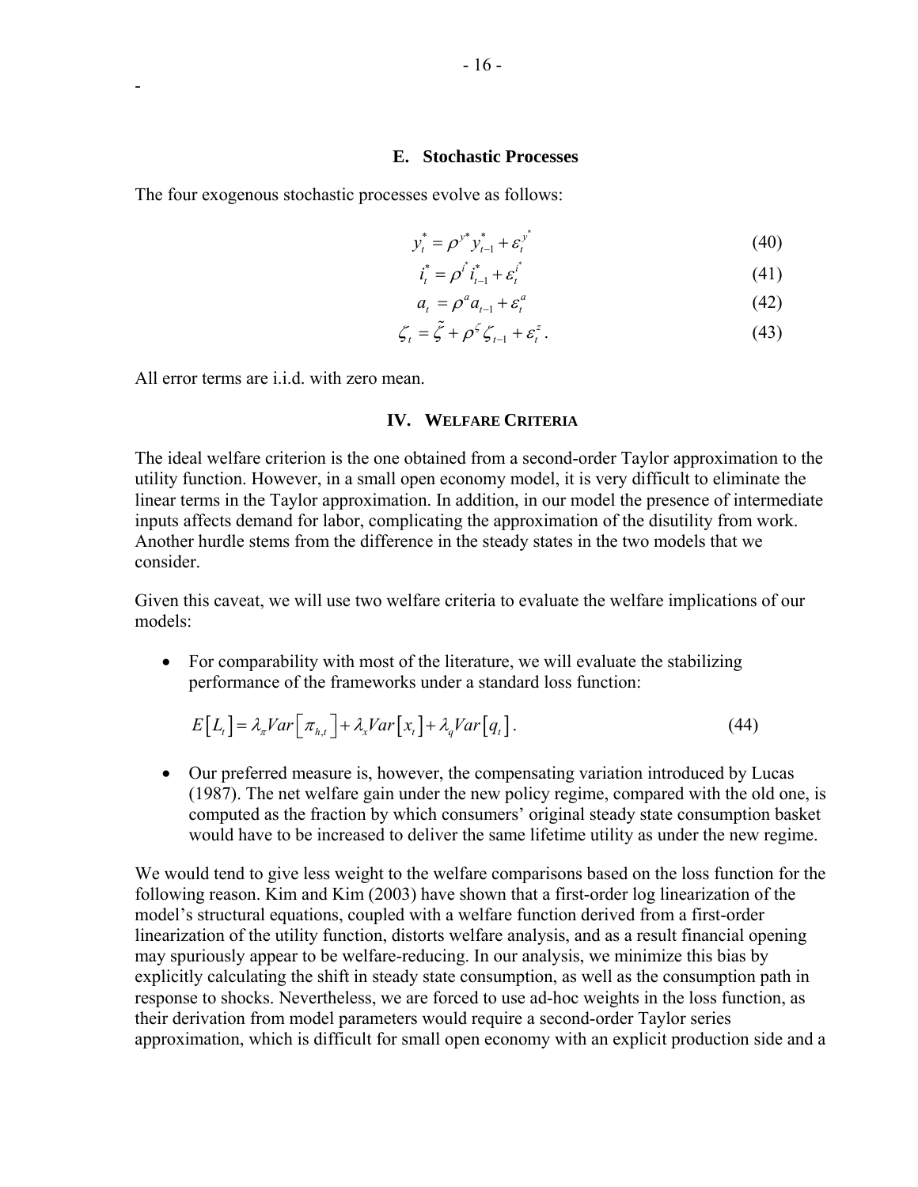### E. Stochastic Processes

The four exogenous stochastic processes evolve as follows:

$$y_t^* = \rho^{y^*} y_{t-1}^* + \varepsilon_t^{y^*} \tag{40}$$

$$i_t^* = \rho^{i^*} i_{t-1}^* + \varepsilon_t^{i^*} \tag{41}$$

$$a_t = \rho^a a_{t-1} + \varepsilon_t^a \tag{42}$$

$$\zeta_t = \tilde{\zeta} + \rho^{\zeta} \zeta_{t-1} + \varepsilon_t^z . \tag{43}$$

All error terms are i.i.d. with zero mean.

## IV. Welfare Criteria

The ideal welfare criterion is the one obtained from a second-order Taylor approximation to the utility function. However, in a small open economy model, it is very difficult to eliminate the linear terms in the Taylor approximation. In addition, in our model the presence of intermediate inputs affects demand for labor, complicating the approximation of the disutility from work. Another hurdle stems from the difference in the steady states in the two models that we consider.

Given this caveat, we will use two welfare criteria to evaluate the welfare implications of our models:

- For comparability with most of the literature, we will evaluate the stabilizing performance of the frameworks under a standard loss function:

$$E\left[L_t\right] = \lambda_{\pi} Var\left[\pi_{h,t}\right] + \lambda_x Var\left[x_t\right] + \lambda_q Var\left[q_t\right]. \tag{44}$$

- Our preferred measure is, however, the compensating variation introduced by Lucas (1987). The net welfare gain under the new policy regime, compared with the old one, is computed as the fraction by which consumers' original steady state consumption basket would have to be increased to deliver the same lifetime utility as under the new regime.

We would tend to give less weight to the welfare comparisons based on the loss function for the following reason. Kim and Kim (2003) have shown that a first-order log linearization of the model's structural equations, coupled with a welfare function derived from a first-order linearization of the utility function, distorts welfare analysis, and as a result financial opening may spuriously appear to be welfare-reducing. In our analysis, we minimize this bias by explicitly calculating the shift in steady state consumption, as well as the consumption path in response to shocks. Nevertheless, we are forced to use ad-hoc weights in the loss function, as their derivation from model parameters would require a second-order Taylor series approximation, which is difficult for small open economy with an explicit production side and a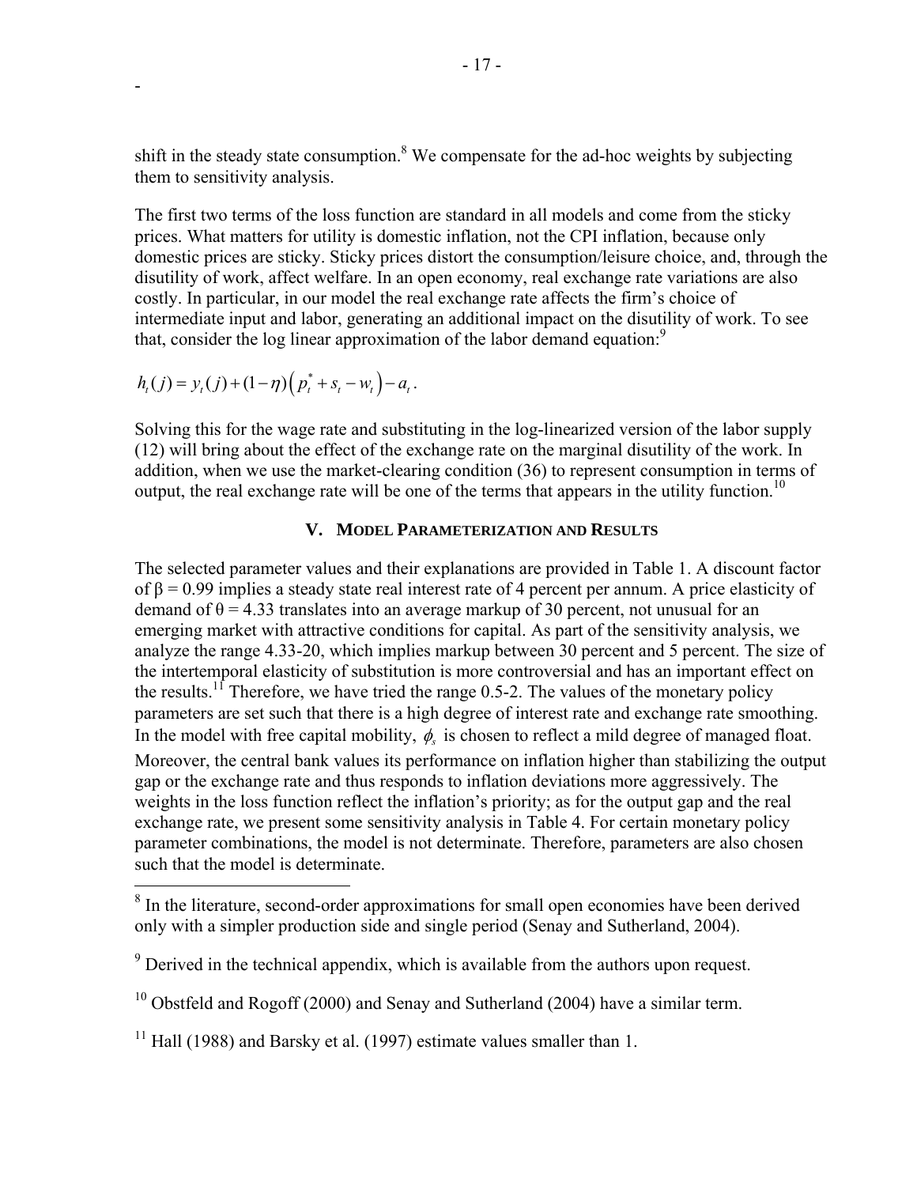shift in the steady state consumption.[8] We compensate for the ad-hoc weights by subjecting them to sensitivity analysis.

The first two terms of the loss function are standard in all models and come from the sticky prices. What matters for utility is domestic inflation, not the CPI inflation, because only domestic prices are sticky. Sticky prices distort the consumption/leisure choice, and, through the disutility of work, affect welfare. In an open economy, real exchange rate variations are also costly. In particular, in our model the real exchange rate affects the firm's choice of intermediate input and labor, generating an additional impact on the disutility of work. To see that, consider the log linear approximation of the labor demand equation:[9]

$$h_t(j) = y_t(j) + (1-\eta)\left(p_t^* + s_t - w_t\right) - a_t .$$

Solving this for the wage rate and substituting in the log-linearized version of the labor supply (12) will bring about the effect of the exchange rate on the marginal disutility of the work. In addition, when we use the market-clearing condition (36) to represent consumption in terms of output, the real exchange rate will be one of the terms that appears in the utility function.[10]

## V. Model Parameterization and Results

The selected parameter values and their explanations are provided in Table 1. A discount factor of $\beta = 0.99$ implies a steady state real interest rate of 4 percent per annum. A price elasticity of demand of $\theta = 4.33$ translates into an average markup of 30 percent, not unusual for an emerging market with attractive conditions for capital. As part of the sensitivity analysis, we analyze the range 4.33-20, which implies markup between 30 percent and 5 percent. The size of the intertemporal elasticity of substitution is more controversial and has an important effect on the results.[11] Therefore, we have tried the range 0.5-2. The values of the monetary policy parameters are set such that there is a high degree of interest rate and exchange rate smoothing. In the model with free capital mobility, $\phi_s$ is chosen to reflect a mild degree of managed float. Moreover, the central bank values its performance on inflation higher than stabilizing the output gap or the exchange rate and thus responds to inflation deviations more aggressively. The weights in the loss function reflect the inflation's priority; as for the output gap and the real exchange rate, we present some sensitivity analysis in Table 4. For certain monetary policy parameter combinations, the model is not determinate. Therefore, parameters are also chosen such that the model is determinate.

---

[8] In the literature, second-order approximations for small open economies have been derived only with a simpler production side and single period (Senay and Sutherland, 2004).

[9] Derived in the technical appendix, which is available from the authors upon request.

[10] Obstfeld and Rogoff (2000) and Senay and Sutherland (2004) have a similar term.

[11] Hall (1988) and Barsky et al. (1997) estimate values smaller than 1.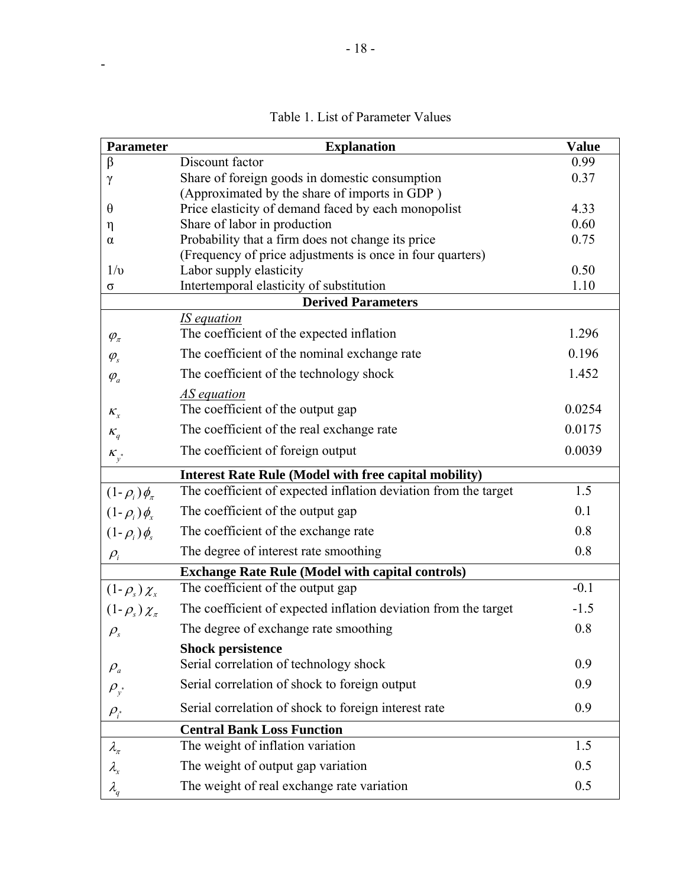Table 1. List of Parameter Values

| Parameter | Explanation | Value |
|---|---|---|
| $\beta$ | Discount factor | 0.99 |
| $\gamma$ | Share of foreign goods in domestic consumption (Approximated by the share of imports in GDP ) | 0.37 |
| $\theta$ | Price elasticity of demand faced by each monopolist | 4.33 |
| $\eta$ | Share of labor in production | 0.60 |
| $\alpha$ | Probability that a firm does not change its price (Frequency of price adjustments is once in four quarters) | 0.75 |
| $1/\upsilon$ | Labor supply elasticity | 0.50 |
| $\sigma$ | Intertemporal elasticity of substitution | 1.10 |
| | **Derived Parameters** | |
| | *IS equation* | |
| $\varphi_\pi$ | The coefficient of the expected inflation | 1.296 |
| $\varphi_s$ | The coefficient of the nominal exchange rate | 0.196 |
| $\varphi_a$ | The coefficient of the technology shock | 1.452 |
| | *AS equation* | |
| $\kappa_x$ | The coefficient of the output gap | 0.0254 |
| $\kappa_q$ | The coefficient of the real exchange rate | 0.0175 |
| $\kappa_{y^*}$ | The coefficient of foreign output | 0.0039 |
| | **Interest Rate Rule (Model with free capital mobility)** | |
| $(1-\rho_i)\phi_\pi$ | The coefficient of expected inflation deviation from the target | 1.5 |
| $(1-\rho_i)\phi_x$ | The coefficient of the output gap | 0.1 |
| $(1-\rho_i)\phi_s$ | The coefficient of the exchange rate | 0.8 |
| $\rho_i$ | The degree of interest rate smoothing | 0.8 |
| | **Exchange Rate Rule (Model with capital controls)** | |
| $(1-\rho_s)\chi_x$ | The coefficient of the output gap | -0.1 |
| $(1-\rho_s)\chi_\pi$ | The coefficient of expected inflation deviation from the target | -1.5 |
| $\rho_s$ | The degree of exchange rate smoothing | 0.8 |
| | **Shock persistence** | |
| $\rho_a$ | Serial correlation of technology shock | 0.9 |
| $\rho_{y^*}$ | Serial correlation of shock to foreign output | 0.9 |
| $\rho_{i^*}$ | Serial correlation of shock to foreign interest rate | 0.9 |
| | **Central Bank Loss Function** | |
| $\lambda_\pi$ | The weight of inflation variation | 1.5 |
| $\lambda_x$ | The weight of output gap variation | 0.5 |
| $\lambda_q$ | The weight of real exchange rate variation | 0.5 |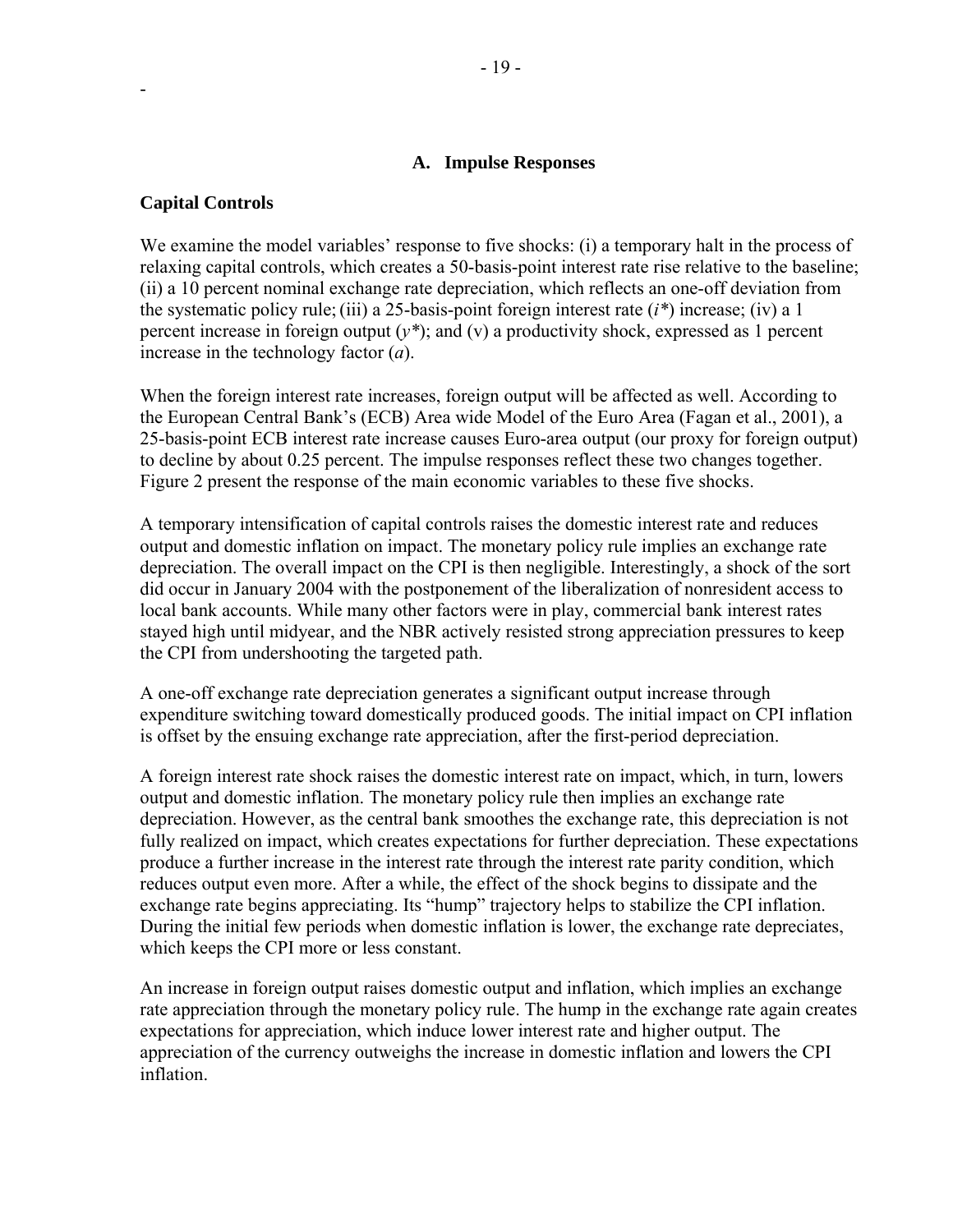### A. Impulse Responses

**Capital Controls**

We examine the model variables' response to five shocks: (i) a temporary halt in the process of relaxing capital controls, which creates a 50-basis-point interest rate rise relative to the baseline; (ii) a 10 percent nominal exchange rate depreciation, which reflects an one-off deviation from the systematic policy rule; (iii) a 25-basis-point foreign interest rate ($i^*$) increase; (iv) a 1 percent increase in foreign output ($y^*$); and (v) a productivity shock, expressed as 1 percent increase in the technology factor ($a$).

When the foreign interest rate increases, foreign output will be affected as well. According to the European Central Bank's (ECB) Area wide Model of the Euro Area (Fagan et al., 2001), a 25-basis-point ECB interest rate increase causes Euro-area output (our proxy for foreign output) to decline by about 0.25 percent. The impulse responses reflect these two changes together. Figure 2 present the response of the main economic variables to these five shocks.

A temporary intensification of capital controls raises the domestic interest rate and reduces output and domestic inflation on impact. The monetary policy rule implies an exchange rate depreciation. The overall impact on the CPI is then negligible. Interestingly, a shock of the sort did occur in January 2004 with the postponement of the liberalization of nonresident access to local bank accounts. While many other factors were in play, commercial bank interest rates stayed high until midyear, and the NBR actively resisted strong appreciation pressures to keep the CPI from undershooting the targeted path.

A one-off exchange rate depreciation generates a significant output increase through expenditure switching toward domestically produced goods. The initial impact on CPI inflation is offset by the ensuing exchange rate appreciation, after the first-period depreciation.

A foreign interest rate shock raises the domestic interest rate on impact, which, in turn, lowers output and domestic inflation. The monetary policy rule then implies an exchange rate depreciation. However, as the central bank smoothes the exchange rate, this depreciation is not fully realized on impact, which creates expectations for further depreciation. These expectations produce a further increase in the interest rate through the interest rate parity condition, which reduces output even more. After a while, the effect of the shock begins to dissipate and the exchange rate begins appreciating. Its "hump" trajectory helps to stabilize the CPI inflation. During the initial few periods when domestic inflation is lower, the exchange rate depreciates, which keeps the CPI more or less constant.

An increase in foreign output raises domestic output and inflation, which implies an exchange rate appreciation through the monetary policy rule. The hump in the exchange rate again creates expectations for appreciation, which induce lower interest rate and higher output. The appreciation of the currency outweighs the increase in domestic inflation and lowers the CPI inflation.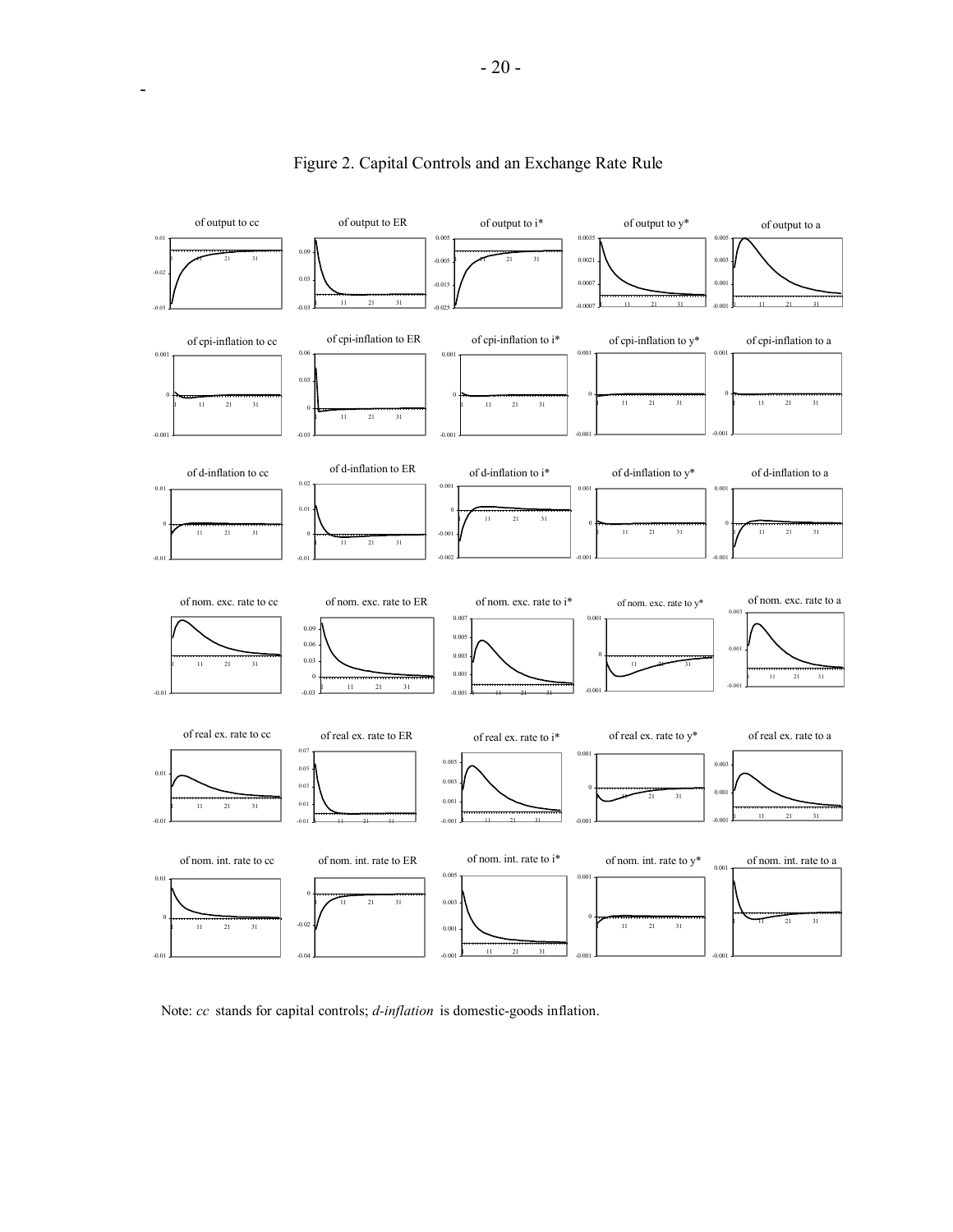Figure 2. Capital Controls and an Exchange Rate Rule

Note: *cc* stands for capital controls; *d-inflation* is domestic-goods inflation.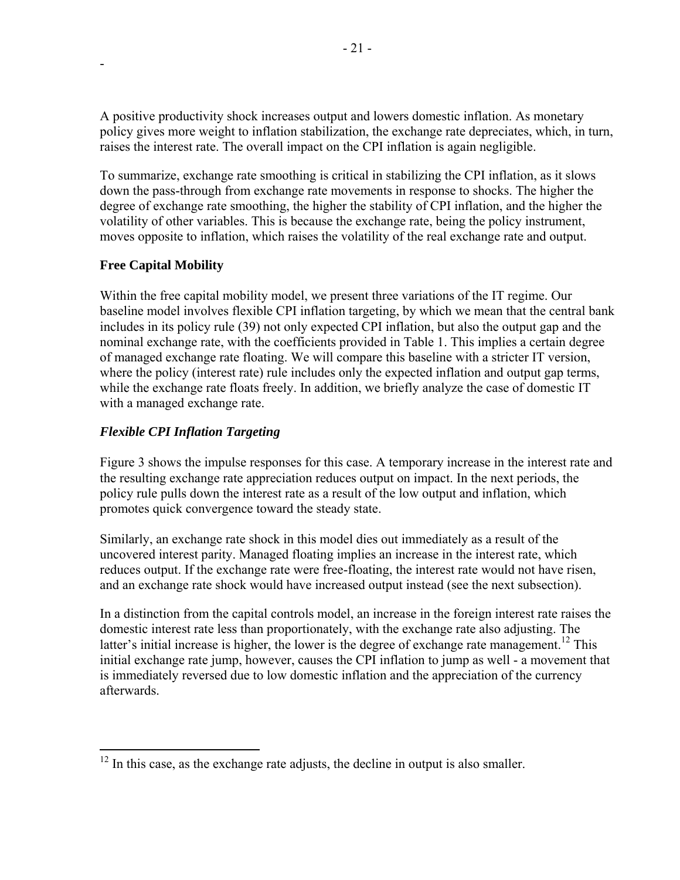A positive productivity shock increases output and lowers domestic inflation. As monetary policy gives more weight to inflation stabilization, the exchange rate depreciates, which, in turn, raises the interest rate. The overall impact on the CPI inflation is again negligible.

To summarize, exchange rate smoothing is critical in stabilizing the CPI inflation, as it slows down the pass-through from exchange rate movements in response to shocks. The higher the degree of exchange rate smoothing, the higher the stability of CPI inflation, and the higher the volatility of other variables. This is because the exchange rate, being the policy instrument, moves opposite to inflation, which raises the volatility of the real exchange rate and output.

### Free Capital Mobility

Within the free capital mobility model, we present three variations of the IT regime. Our baseline model involves flexible CPI inflation targeting, by which we mean that the central bank includes in its policy rule (39) not only expected CPI inflation, but also the output gap and the nominal exchange rate, with the coefficients provided in Table 1. This implies a certain degree of managed exchange rate floating. We will compare this baseline with a stricter IT version, where the policy (interest rate) rule includes only the expected inflation and output gap terms, while the exchange rate floats freely. In addition, we briefly analyze the case of domestic IT with a managed exchange rate.

### *Flexible CPI Inflation Targeting*

Figure 3 shows the impulse responses for this case. A temporary increase in the interest rate and the resulting exchange rate appreciation reduces output on impact. In the next periods, the policy rule pulls down the interest rate as a result of the low output and inflation, which promotes quick convergence toward the steady state.

Similarly, an exchange rate shock in this model dies out immediately as a result of the uncovered interest parity. Managed floating implies an increase in the interest rate, which reduces output. If the exchange rate were free-floating, the interest rate would not have risen, and an exchange rate shock would have increased output instead (see the next subsection).

In a distinction from the capital controls model, an increase in the foreign interest rate raises the domestic interest rate less than proportionately, with the exchange rate also adjusting. The latter's initial increase is higher, the lower is the degree of exchange rate management.[12] This initial exchange rate jump, however, causes the CPI inflation to jump as well - a movement that is immediately reversed due to low domestic inflation and the appreciation of the currency afterwards.

[12] In this case, as the exchange rate adjusts, the decline in output is also smaller.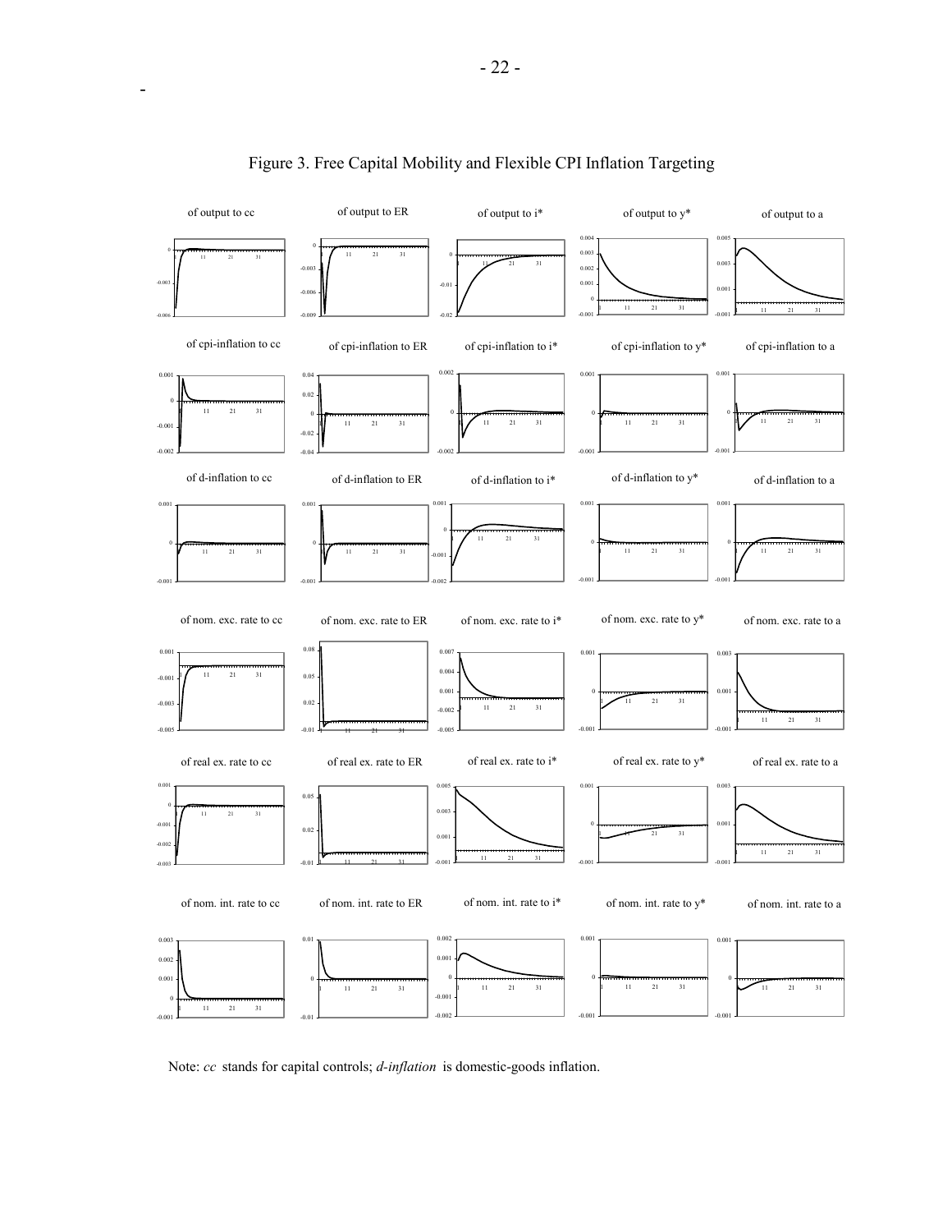Figure 3. Free Capital Mobility and Flexible CPI Inflation Targeting

Note: *cc* stands for capital controls; *d-inflation* is domestic-goods inflation.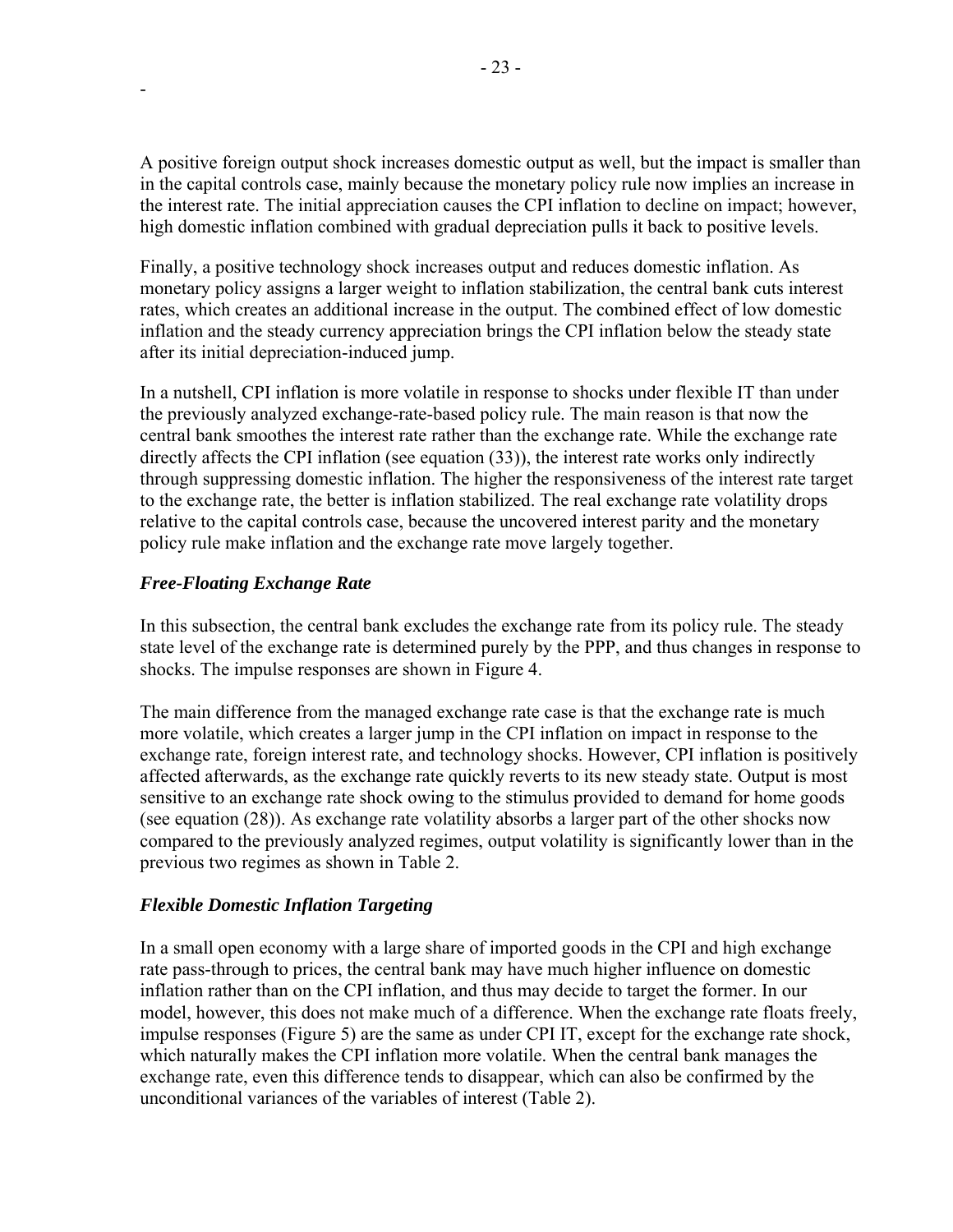A positive foreign output shock increases domestic output as well, but the impact is smaller than in the capital controls case, mainly because the monetary policy rule now implies an increase in the interest rate. The initial appreciation causes the CPI inflation to decline on impact; however, high domestic inflation combined with gradual depreciation pulls it back to positive levels.

Finally, a positive technology shock increases output and reduces domestic inflation. As monetary policy assigns a larger weight to inflation stabilization, the central bank cuts interest rates, which creates an additional increase in the output. The combined effect of low domestic inflation and the steady currency appreciation brings the CPI inflation below the steady state after its initial depreciation-induced jump.

In a nutshell, CPI inflation is more volatile in response to shocks under flexible IT than under the previously analyzed exchange-rate-based policy rule. The main reason is that now the central bank smoothes the interest rate rather than the exchange rate. While the exchange rate directly affects the CPI inflation (see equation (33)), the interest rate works only indirectly through suppressing domestic inflation. The higher the responsiveness of the interest rate target to the exchange rate, the better is inflation stabilized. The real exchange rate volatility drops relative to the capital controls case, because the uncovered interest parity and the monetary policy rule make inflation and the exchange rate move largely together.

### *Free-Floating Exchange Rate*

In this subsection, the central bank excludes the exchange rate from its policy rule. The steady state level of the exchange rate is determined purely by the PPP, and thus changes in response to shocks. The impulse responses are shown in Figure 4.

The main difference from the managed exchange rate case is that the exchange rate is much more volatile, which creates a larger jump in the CPI inflation on impact in response to the exchange rate, foreign interest rate, and technology shocks. However, CPI inflation is positively affected afterwards, as the exchange rate quickly reverts to its new steady state. Output is most sensitive to an exchange rate shock owing to the stimulus provided to demand for home goods (see equation (28)). As exchange rate volatility absorbs a larger part of the other shocks now compared to the previously analyzed regimes, output volatility is significantly lower than in the previous two regimes as shown in Table 2.

### *Flexible Domestic Inflation Targeting*

In a small open economy with a large share of imported goods in the CPI and high exchange rate pass-through to prices, the central bank may have much higher influence on domestic inflation rather than on the CPI inflation, and thus may decide to target the former. In our model, however, this does not make much of a difference. When the exchange rate floats freely, impulse responses (Figure 5) are the same as under CPI IT, except for the exchange rate shock, which naturally makes the CPI inflation more volatile. When the central bank manages the exchange rate, even this difference tends to disappear, which can also be confirmed by the unconditional variances of the variables of interest (Table 2).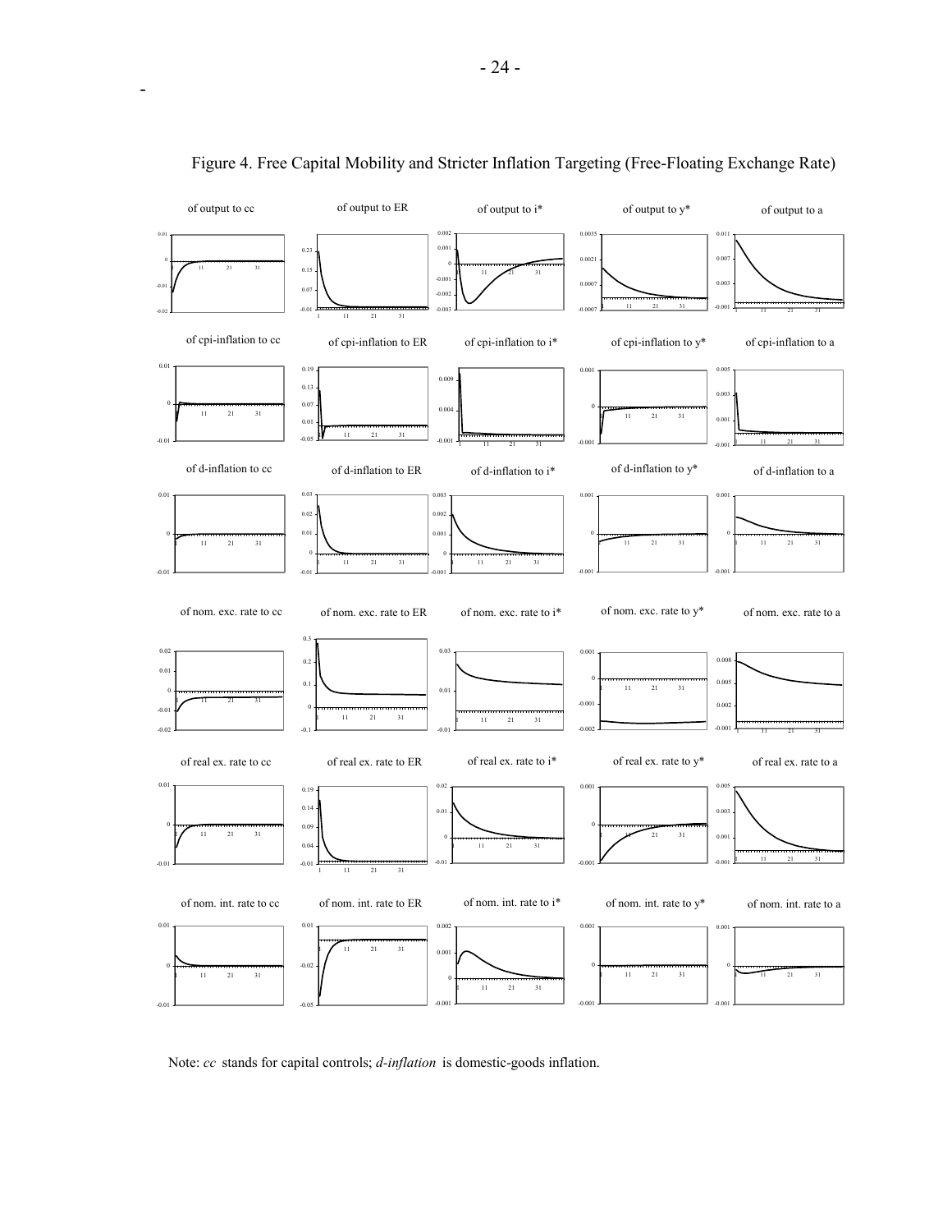# Figure 4. Free Capital Mobility and Stricter Inflation Targeting (Free-Floating Exchange Rate)

Note: *cc* stands for capital controls; *d-inflation* is domestic-goods inflation.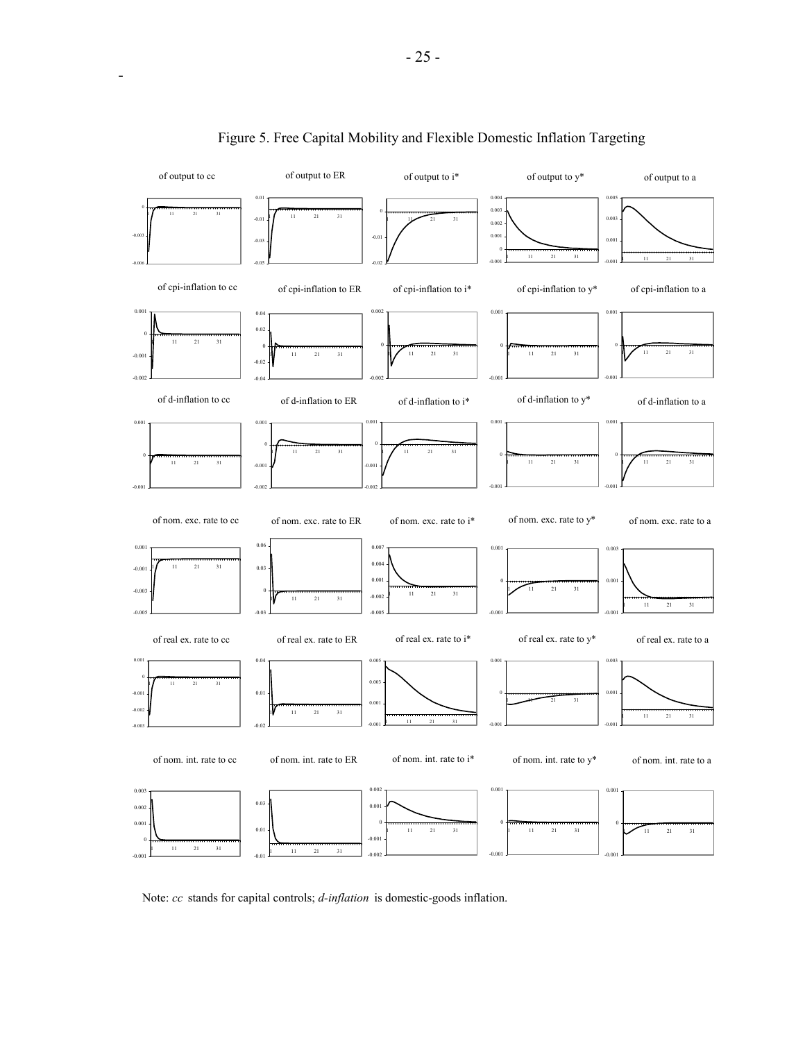# Figure 5. Free Capital Mobility and Flexible Domestic Inflation Targeting

Note: *cc* stands for capital controls; *d-inflation* is domestic-goods inflation.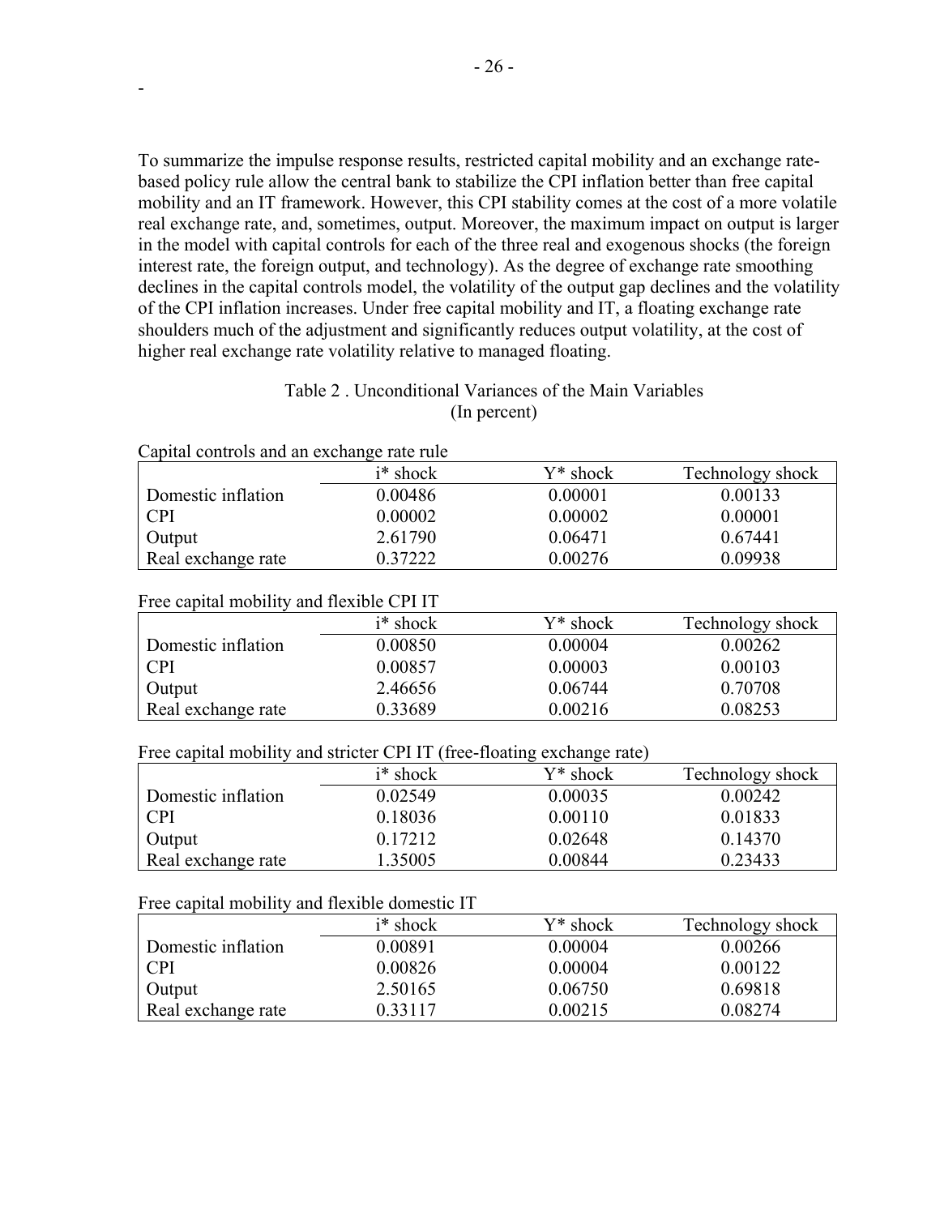To summarize the impulse response results, restricted capital mobility and an exchange rate-based policy rule allow the central bank to stabilize the CPI inflation better than free capital mobility and an IT framework. However, this CPI stability comes at the cost of a more volatile real exchange rate, and, sometimes, output. Moreover, the maximum impact on output is larger in the model with capital controls for each of the three real and exogenous shocks (the foreign interest rate, the foreign output, and technology). As the degree of exchange rate smoothing declines in the capital controls model, the volatility of the output gap declines and the volatility of the CPI inflation increases. Under free capital mobility and IT, a floating exchange rate shoulders much of the adjustment and significantly reduces output volatility, at the cost of higher real exchange rate volatility relative to managed floating.

Table 2 . Unconditional Variances of the Main Variables
(In percent)

Capital controls and an exchange rate rule

| | i* shock | Y* shock | Technology shock |
|---|---|---|---|
| Domestic inflation | 0.00486 | 0.00001 | 0.00133 |
| CPI | 0.00002 | 0.00002 | 0.00001 |
| Output | 2.61790 | 0.06471 | 0.67441 |
| Real exchange rate | 0.37222 | 0.00276 | 0.09938 |

Free capital mobility and flexible CPI IT

| | i* shock | Y* shock | Technology shock |
|---|---|---|---|
| Domestic inflation | 0.00850 | 0.00004 | 0.00262 |
| CPI | 0.00857 | 0.00003 | 0.00103 |
| Output | 2.46656 | 0.06744 | 0.70708 |
| Real exchange rate | 0.33689 | 0.00216 | 0.08253 |

Free capital mobility and stricter CPI IT (free-floating exchange rate)

| | i* shock | Y* shock | Technology shock |
|---|---|---|---|
| Domestic inflation | 0.02549 | 0.00035 | 0.00242 |
| CPI | 0.18036 | 0.00110 | 0.01833 |
| Output | 0.17212 | 0.02648 | 0.14370 |
| Real exchange rate | 1.35005 | 0.00844 | 0.23433 |

Free capital mobility and flexible domestic IT

| | i* shock | Y* shock | Technology shock |
|---|---|---|---|
| Domestic inflation | 0.00891 | 0.00004 | 0.00266 |
| CPI | 0.00826 | 0.00004 | 0.00122 |
| Output | 2.50165 | 0.06750 | 0.69818 |
| Real exchange rate | 0.33117 | 0.00215 | 0.08274 |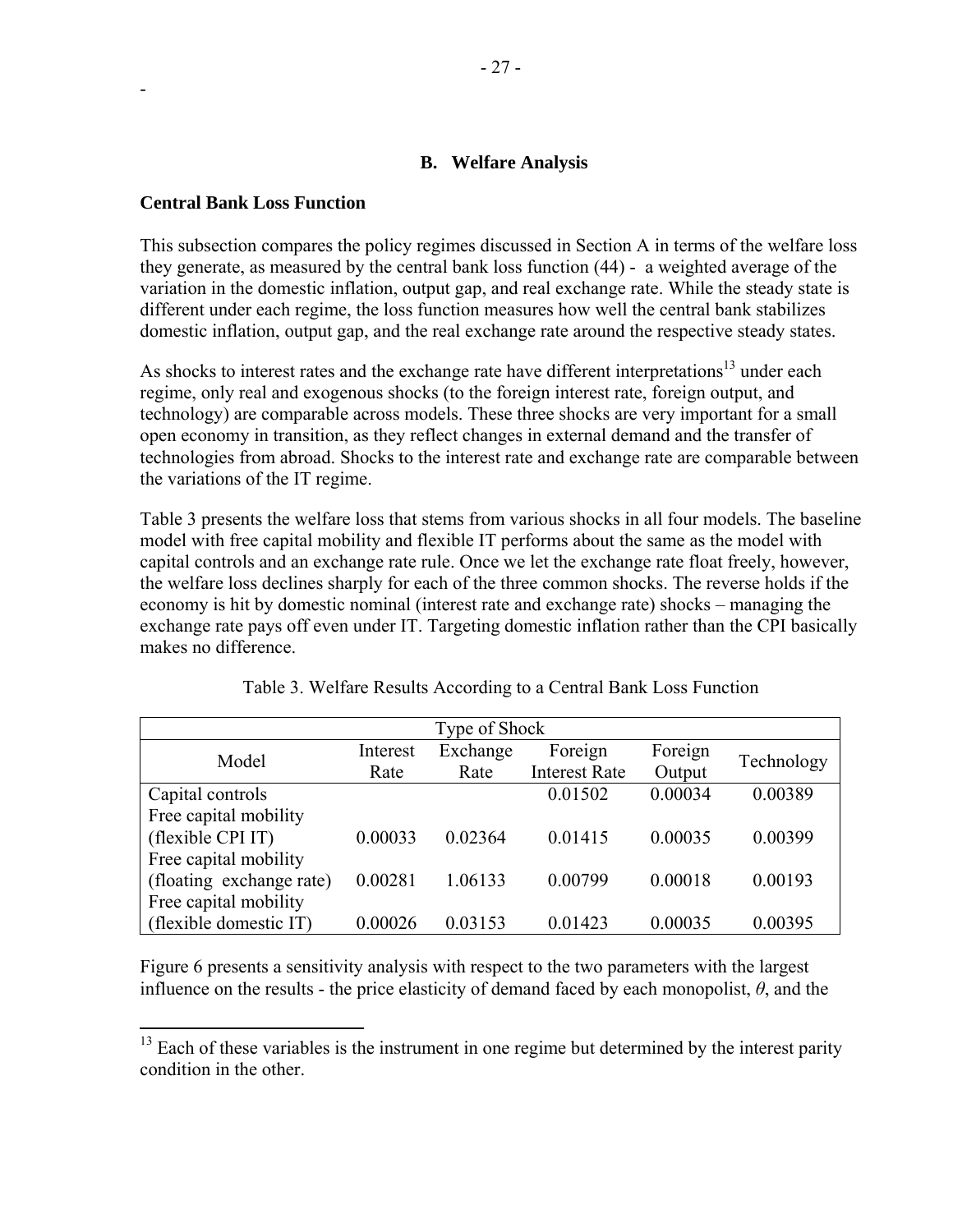## B. Welfare Analysis

**Central Bank Loss Function**

This subsection compares the policy regimes discussed in Section A in terms of the welfare loss they generate, as measured by the central bank loss function (44) - a weighted average of the variation in the domestic inflation, output gap, and real exchange rate. While the steady state is different under each regime, the loss function measures how well the central bank stabilizes domestic inflation, output gap, and the real exchange rate around the respective steady states.

As shocks to interest rates and the exchange rate have different interpretations[13] under each regime, only real and exogenous shocks (to the foreign interest rate, foreign output, and technology) are comparable across models. These three shocks are very important for a small open economy in transition, as they reflect changes in external demand and the transfer of technologies from abroad. Shocks to the interest rate and exchange rate are comparable between the variations of the IT regime.

Table 3 presents the welfare loss that stems from various shocks in all four models. The baseline model with free capital mobility and flexible IT performs about the same as the model with capital controls and an exchange rate rule. Once we let the exchange rate float freely, however, the welfare loss declines sharply for each of the three common shocks. The reverse holds if the economy is hit by domestic nominal (interest rate and exchange rate) shocks – managing the exchange rate pays off even under IT. Targeting domestic inflation rather than the CPI basically makes no difference.

Table 3. Welfare Results According to a Central Bank Loss Function

| | Type of Shock | | | | |
|---|---|---|---|---|---|
| Model | Interest Rate | Exchange Rate | Foreign Interest Rate | Foreign Output | Technology |
| Capital controls | | | 0.01502 | 0.00034 | 0.00389 |
| Free capital mobility (flexible CPI IT) | 0.00033 | 0.02364 | 0.01415 | 0.00035 | 0.00399 |
| Free capital mobility (floating exchange rate) | 0.00281 | 1.06133 | 0.00799 | 0.00018 | 0.00193 |
| Free capital mobility (flexible domestic IT) | 0.00026 | 0.03153 | 0.01423 | 0.00035 | 0.00395 |

Figure 6 presents a sensitivity analysis with respect to the two parameters with the largest influence on the results - the price elasticity of demand faced by each monopolist, $\theta$, and the

[13] Each of these variables is the instrument in one regime but determined by the interest parity condition in the other.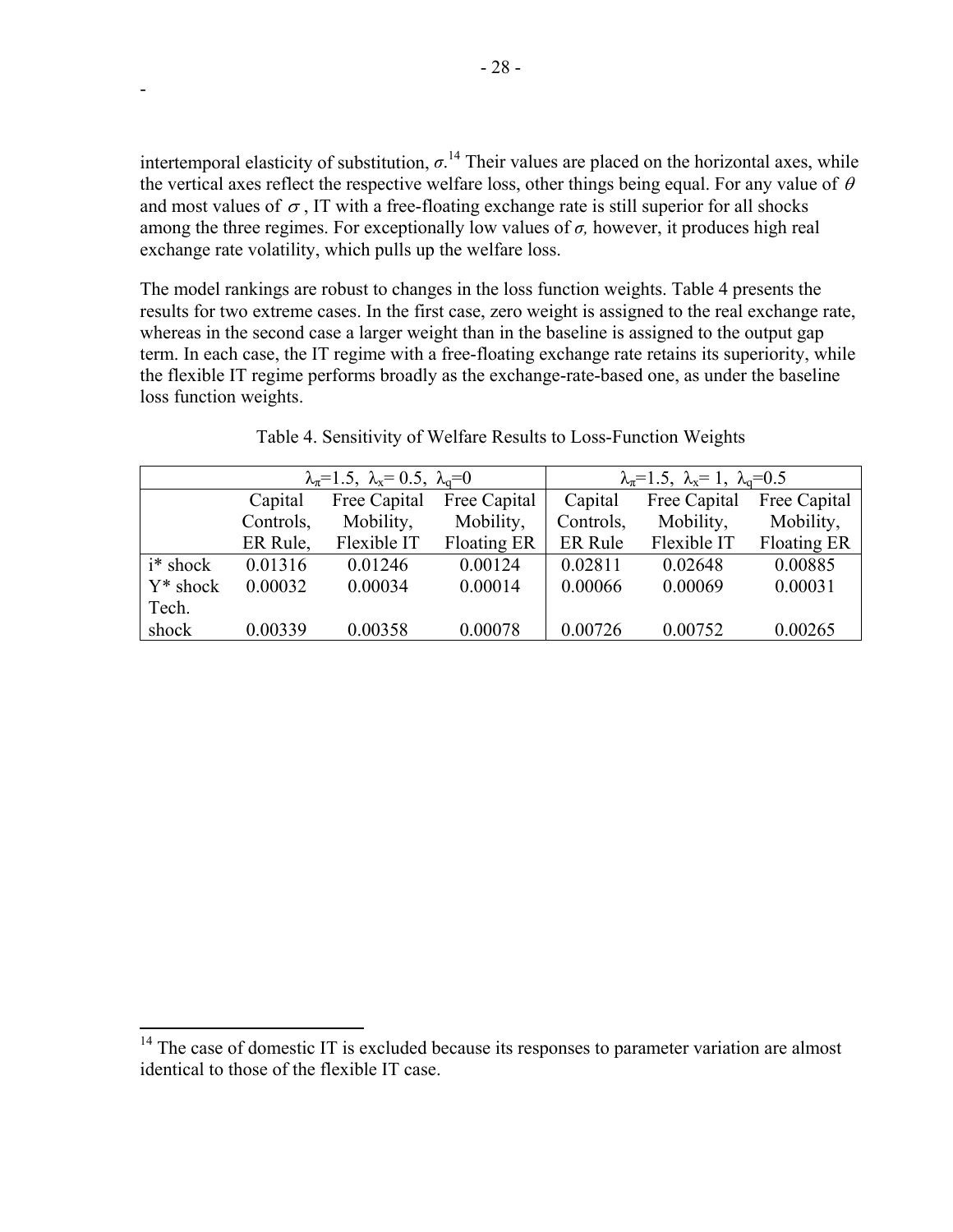intertemporal elasticity of substitution, $\sigma$.[14] Their values are placed on the horizontal axes, while the vertical axes reflect the respective welfare loss, other things being equal. For any value of $\theta$ and most values of $\sigma$, IT with a free-floating exchange rate is still superior for all shocks among the three regimes. For exceptionally low values of $\sigma$, however, it produces high real exchange rate volatility, which pulls up the welfare loss.

The model rankings are robust to changes in the loss function weights. Table 4 presents the results for two extreme cases. In the first case, zero weight is assigned to the real exchange rate, whereas in the second case a larger weight than in the baseline is assigned to the output gap term. In each case, the IT regime with a free-floating exchange rate retains its superiority, while the flexible IT regime performs broadly as the exchange-rate-based one, as under the baseline loss function weights.

Table 4. Sensitivity of Welfare Results to Loss-Function Weights

| | $\lambda_\pi$=1.5, $\lambda_x$= 0.5, $\lambda_q$=0 | | | $\lambda_\pi$=1.5, $\lambda_x$= 1, $\lambda_q$=0.5 | | |
|---|---|---|---|---|---|---|
| | Capital Controls, ER Rule, | Free Capital Mobility, Flexible IT | Free Capital Mobility, Floating ER | Capital Controls, ER Rule | Free Capital Mobility, Flexible IT | Free Capital Mobility, Floating ER |
| i* shock | 0.01316 | 0.01246 | 0.00124 | 0.02811 | 0.02648 | 0.00885 |
| Y* shock | 0.00032 | 0.00034 | 0.00014 | 0.00066 | 0.00069 | 0.00031 |
| Tech. shock | 0.00339 | 0.00358 | 0.00078 | 0.00726 | 0.00752 | 0.00265 |

[14] The case of domestic IT is excluded because its responses to parameter variation are almost identical to those of the flexible IT case.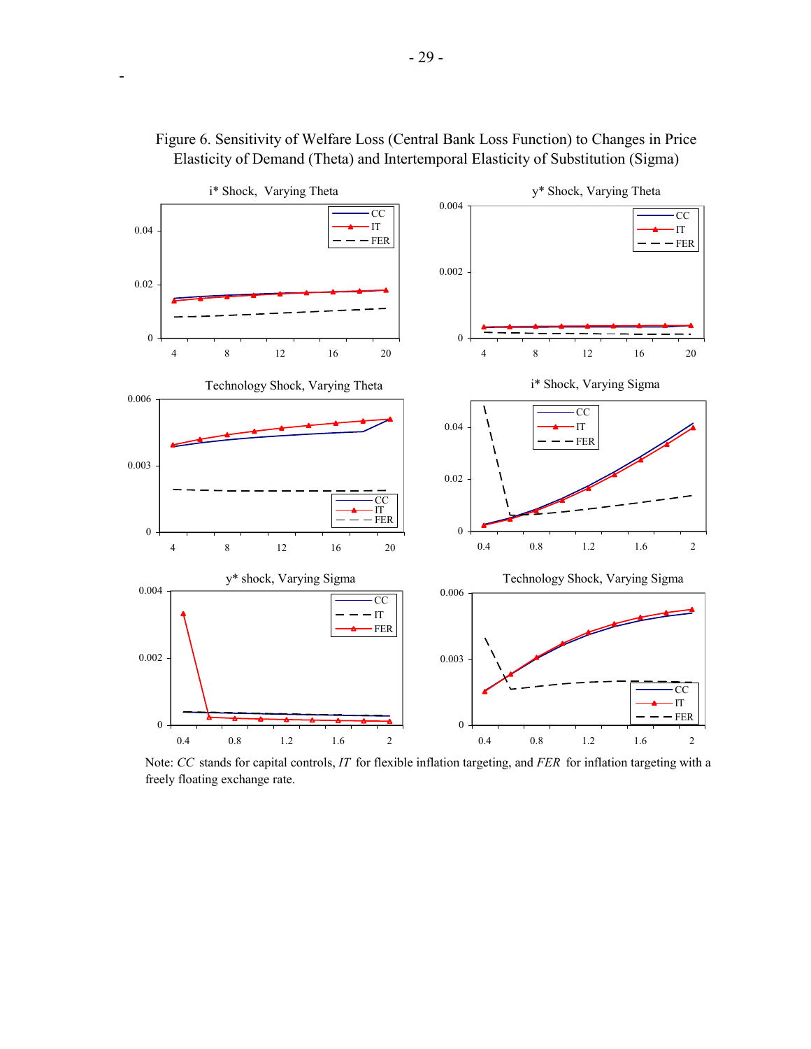Figure 6. Sensitivity of Welfare Loss (Central Bank Loss Function) to Changes in Price Elasticity of Demand (Theta) and Intertemporal Elasticity of Substitution (Sigma)

Note: *CC* stands for capital controls, *IT* for flexible inflation targeting, and *FER* for inflation targeting with a freely floating exchange rate.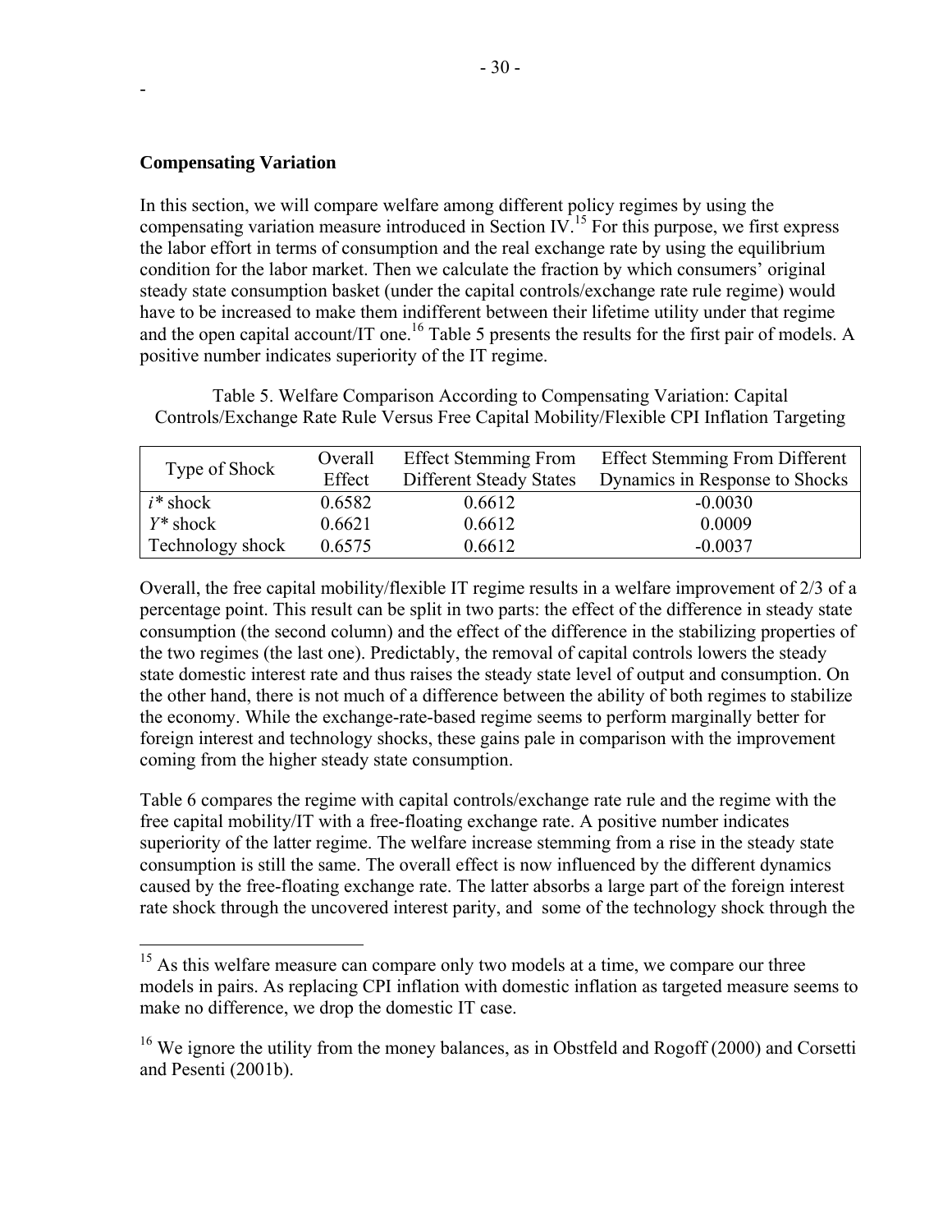**Compensating Variation**

In this section, we will compare welfare among different policy regimes by using the compensating variation measure introduced in Section IV.[15] For this purpose, we first express the labor effort in terms of consumption and the real exchange rate by using the equilibrium condition for the labor market. Then we calculate the fraction by which consumers' original steady state consumption basket (under the capital controls/exchange rate rule regime) would have to be increased to make them indifferent between their lifetime utility under that regime and the open capital account/IT one.[16] Table 5 presents the results for the first pair of models. A positive number indicates superiority of the IT regime.

Table 5. Welfare Comparison According to Compensating Variation: Capital Controls/Exchange Rate Rule Versus Free Capital Mobility/Flexible CPI Inflation Targeting

| Type of Shock | Overall Effect | Effect Stemming From Different Steady States | Effect Stemming From Different Dynamics in Response to Shocks |
|---|---|---|---|
| $i^*$ shock | 0.6582 | 0.6612 | -0.0030 |
| $Y^*$ shock | 0.6621 | 0.6612 | 0.0009 |
| Technology shock | 0.6575 | 0.6612 | -0.0037 |

Overall, the free capital mobility/flexible IT regime results in a welfare improvement of 2/3 of a percentage point. This result can be split in two parts: the effect of the difference in steady state consumption (the second column) and the effect of the difference in the stabilizing properties of the two regimes (the last one). Predictably, the removal of capital controls lowers the steady state domestic interest rate and thus raises the steady state level of output and consumption. On the other hand, there is not much of a difference between the ability of both regimes to stabilize the economy. While the exchange-rate-based regime seems to perform marginally better for foreign interest and technology shocks, these gains pale in comparison with the improvement coming from the higher steady state consumption.

Table 6 compares the regime with capital controls/exchange rate rule and the regime with the free capital mobility/IT with a free-floating exchange rate. A positive number indicates superiority of the latter regime. The welfare increase stemming from a rise in the steady state consumption is still the same. The overall effect is now influenced by the different dynamics caused by the free-floating exchange rate. The latter absorbs a large part of the foreign interest rate shock through the uncovered interest parity, and some of the technology shock through the

[15] As this welfare measure can compare only two models at a time, we compare our three models in pairs. As replacing CPI inflation with domestic inflation as targeted measure seems to make no difference, we drop the domestic IT case.

[16] We ignore the utility from the money balances, as in Obstfeld and Rogoff (2000) and Corsetti and Pesenti (2001b).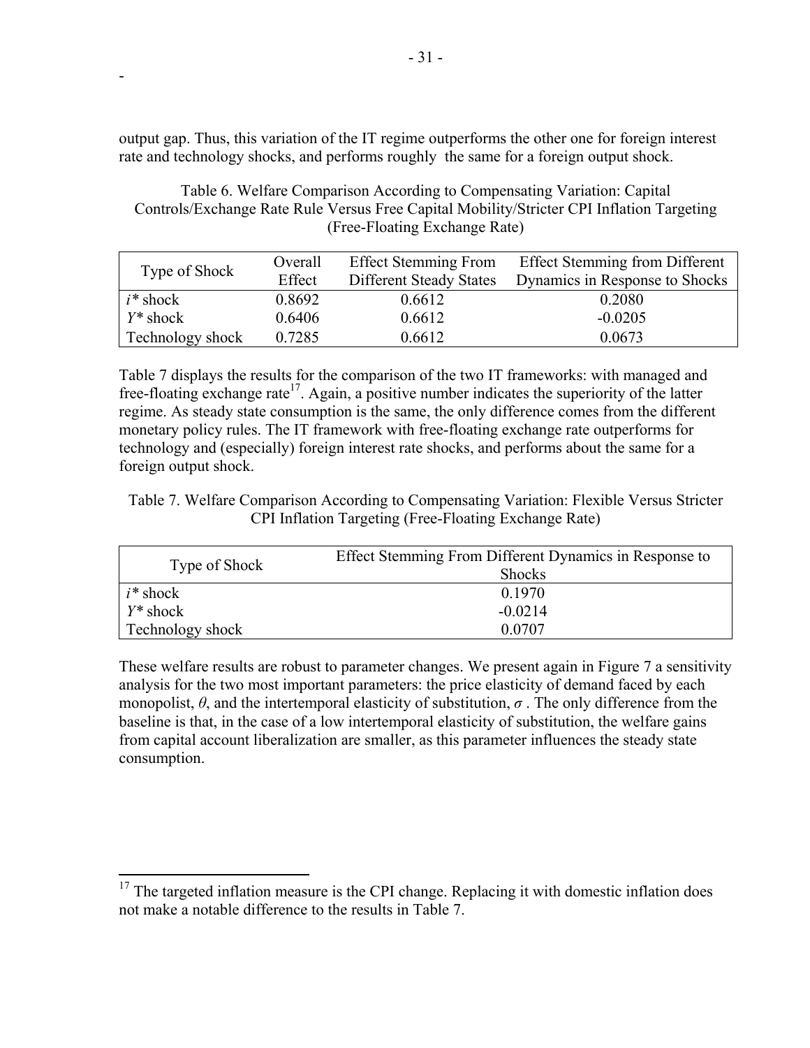output gap. Thus, this variation of the IT regime outperforms the other one for foreign interest rate and technology shocks, and performs roughly the same for a foreign output shock.

Table 6. Welfare Comparison According to Compensating Variation: Capital Controls/Exchange Rate Rule Versus Free Capital Mobility/Stricter CPI Inflation Targeting (Free-Floating Exchange Rate)

| Type of Shock | Overall Effect | Effect Stemming From Different Steady States | Effect Stemming from Different Dynamics in Response to Shocks |
|---|---|---|---|
| $i^*$ shock | 0.8692 | 0.6612 | 0.2080 |
| $Y^*$ shock | 0.6406 | 0.6612 | -0.0205 |
| Technology shock | 0.7285 | 0.6612 | 0.0673 |

Table 7 displays the results for the comparison of the two IT frameworks: with managed and free-floating exchange rate[17]. Again, a positive number indicates the superiority of the latter regime. As steady state consumption is the same, the only difference comes from the different monetary policy rules. The IT framework with free-floating exchange rate outperforms for technology and (especially) foreign interest rate shocks, and performs about the same for a foreign output shock.

Table 7. Welfare Comparison According to Compensating Variation: Flexible Versus Stricter CPI Inflation Targeting (Free-Floating Exchange Rate)

| Type of Shock | Effect Stemming From Different Dynamics in Response to Shocks |
|---|---|
| $i^*$ shock | 0.1970 |
| $Y^*$ shock | -0.0214 |
| Technology shock | 0.0707 |

These welfare results are robust to parameter changes. We present again in Figure 7 a sensitivity analysis for the two most important parameters: the price elasticity of demand faced by each monopolist, $\theta$, and the intertemporal elasticity of substitution, $\sigma$ . The only difference from the baseline is that, in the case of a low intertemporal elasticity of substitution, the welfare gains from capital account liberalization are smaller, as this parameter influences the steady state consumption.

[17] The targeted inflation measure is the CPI change. Replacing it with domestic inflation does not make a notable difference to the results in Table 7.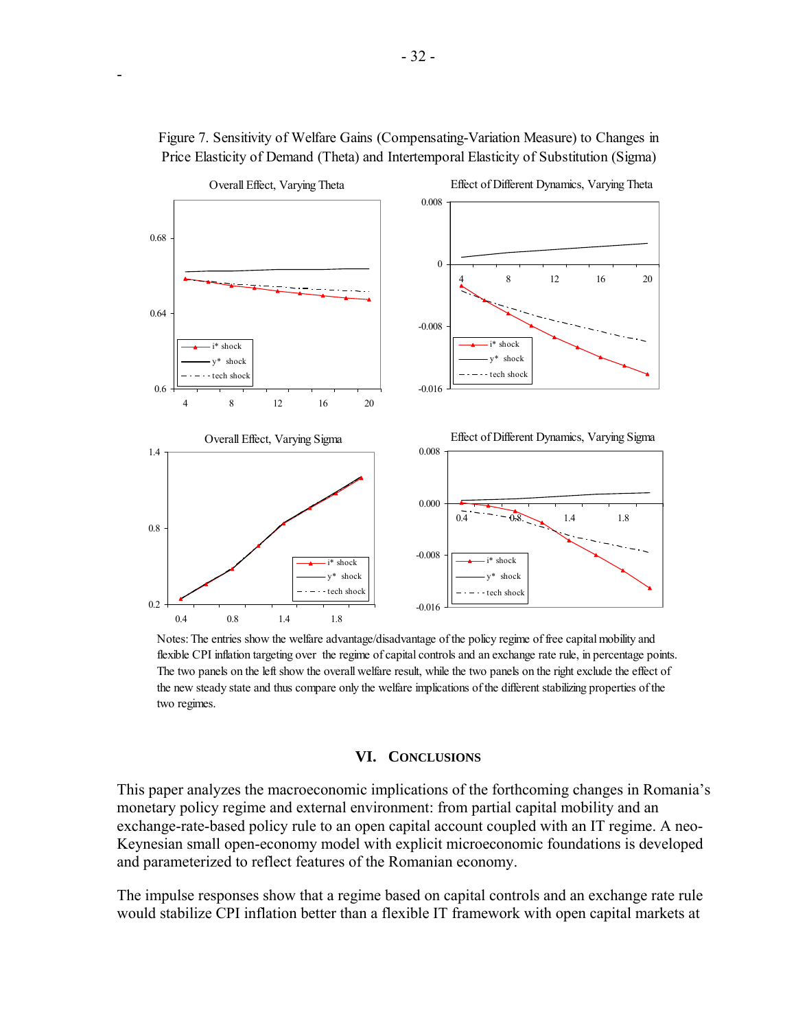Figure 7. Sensitivity of Welfare Gains (Compensating-Variation Measure) to Changes in Price Elasticity of Demand (Theta) and Intertemporal Elasticity of Substitution (Sigma)

Notes: The entries show the welfare advantage/disadvantage of the policy regime of free capital mobility and flexible CPI inflation targeting over the regime of capital controls and an exchange rate rule, in percentage points. The two panels on the left show the overall welfare result, while the two panels on the right exclude the effect of the new steady state and thus compare only the welfare implications of the different stabilizing properties of the two regimes.

## VI. Conclusions

This paper analyzes the macroeconomic implications of the forthcoming changes in Romania's monetary policy regime and external environment: from partial capital mobility and an exchange-rate-based policy rule to an open capital account coupled with an IT regime. A neo-Keynesian small open-economy model with explicit microeconomic foundations is developed and parameterized to reflect features of the Romanian economy.

The impulse responses show that a regime based on capital controls and an exchange rate rule would stabilize CPI inflation better than a flexible IT framework with open capital markets at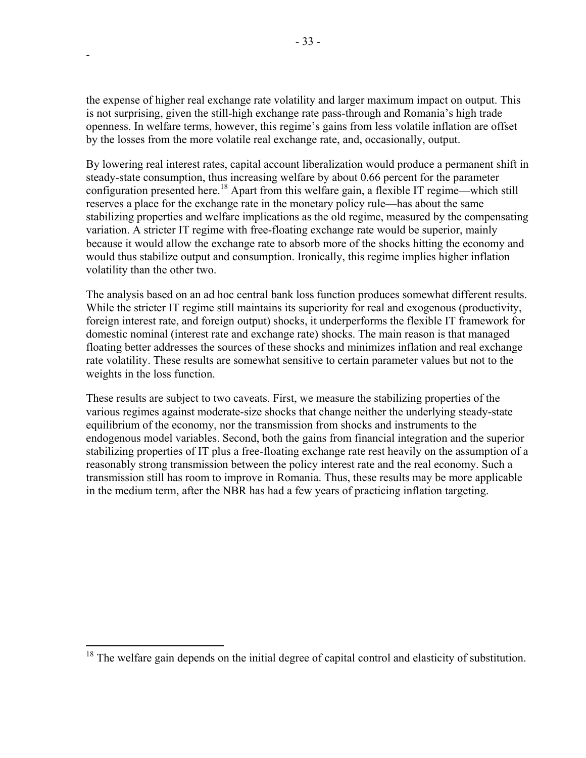the expense of higher real exchange rate volatility and larger maximum impact on output. This is not surprising, given the still-high exchange rate pass-through and Romania's high trade openness. In welfare terms, however, this regime's gains from less volatile inflation are offset by the losses from the more volatile real exchange rate, and, occasionally, output.

By lowering real interest rates, capital account liberalization would produce a permanent shift in steady-state consumption, thus increasing welfare by about 0.66 percent for the parameter configuration presented here.[18] Apart from this welfare gain, a flexible IT regime—which still reserves a place for the exchange rate in the monetary policy rule—has about the same stabilizing properties and welfare implications as the old regime, measured by the compensating variation. A stricter IT regime with free-floating exchange rate would be superior, mainly because it would allow the exchange rate to absorb more of the shocks hitting the economy and would thus stabilize output and consumption. Ironically, this regime implies higher inflation volatility than the other two.

The analysis based on an ad hoc central bank loss function produces somewhat different results. While the stricter IT regime still maintains its superiority for real and exogenous (productivity, foreign interest rate, and foreign output) shocks, it underperforms the flexible IT framework for domestic nominal (interest rate and exchange rate) shocks. The main reason is that managed floating better addresses the sources of these shocks and minimizes inflation and real exchange rate volatility. These results are somewhat sensitive to certain parameter values but not to the weights in the loss function.

These results are subject to two caveats. First, we measure the stabilizing properties of the various regimes against moderate-size shocks that change neither the underlying steady-state equilibrium of the economy, nor the transmission from shocks and instruments to the endogenous model variables. Second, both the gains from financial integration and the superior stabilizing properties of IT plus a free-floating exchange rate rest heavily on the assumption of a reasonably strong transmission between the policy interest rate and the real economy. Such a transmission still has room to improve in Romania. Thus, these results may be more applicable in the medium term, after the NBR has had a few years of practicing inflation targeting.

[18] The welfare gain depends on the initial degree of capital control and elasticity of substitution.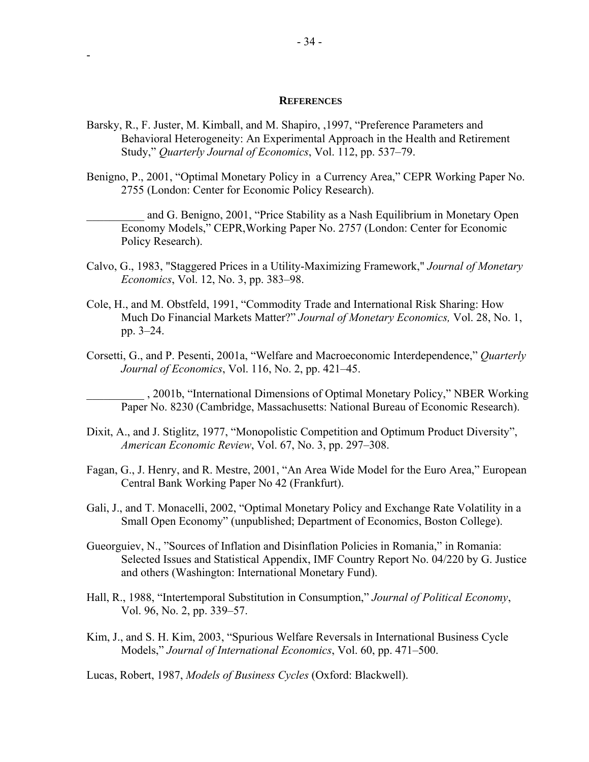## REFERENCES

Barsky, R., F. Juster, M. Kimball, and M. Shapiro, ,1997, "Preference Parameters and Behavioral Heterogeneity: An Experimental Approach in the Health and Retirement Study," *Quarterly Journal of Economics*, Vol. 112, pp. 537–79.

Benigno, P., 2001, "Optimal Monetary Policy in a Currency Area," CEPR Working Paper No. 2755 (London: Center for Economic Policy Research).

__________ and G. Benigno, 2001, "Price Stability as a Nash Equilibrium in Monetary Open Economy Models," CEPR,Working Paper No. 2757 (London: Center for Economic Policy Research).

Calvo, G., 1983, "Staggered Prices in a Utility-Maximizing Framework," *Journal of Monetary Economics*, Vol. 12, No. 3, pp. 383–98.

Cole, H., and M. Obstfeld, 1991, "Commodity Trade and International Risk Sharing: How Much Do Financial Markets Matter?" *Journal of Monetary Economics,* Vol. 28, No. 1, pp. 3–24.

Corsetti, G., and P. Pesenti, 2001a, "Welfare and Macroeconomic Interdependence," *Quarterly Journal of Economics*, Vol. 116, No. 2, pp. 421–45.

__________ , 2001b, "International Dimensions of Optimal Monetary Policy," NBER Working Paper No. 8230 (Cambridge, Massachusetts: National Bureau of Economic Research).

Dixit, A., and J. Stiglitz, 1977, "Monopolistic Competition and Optimum Product Diversity", *American Economic Review*, Vol. 67, No. 3, pp. 297–308.

Fagan, G., J. Henry, and R. Mestre, 2001, "An Area Wide Model for the Euro Area," European Central Bank Working Paper No 42 (Frankfurt).

Gali, J., and T. Monacelli, 2002, "Optimal Monetary Policy and Exchange Rate Volatility in a Small Open Economy" (unpublished; Department of Economics, Boston College).

Gueorguiev, N., "Sources of Inflation and Disinflation Policies in Romania," in Romania: Selected Issues and Statistical Appendix, IMF Country Report No. 04/220 by G. Justice and others (Washington: International Monetary Fund).

Hall, R., 1988, "Intertemporal Substitution in Consumption," *Journal of Political Economy*, Vol. 96, No. 2, pp. 339–57.

Kim, J., and S. H. Kim, 2003, "Spurious Welfare Reversals in International Business Cycle Models," *Journal of International Economics*, Vol. 60, pp. 471–500.

Lucas, Robert, 1987, *Models of Business Cycles* (Oxford: Blackwell).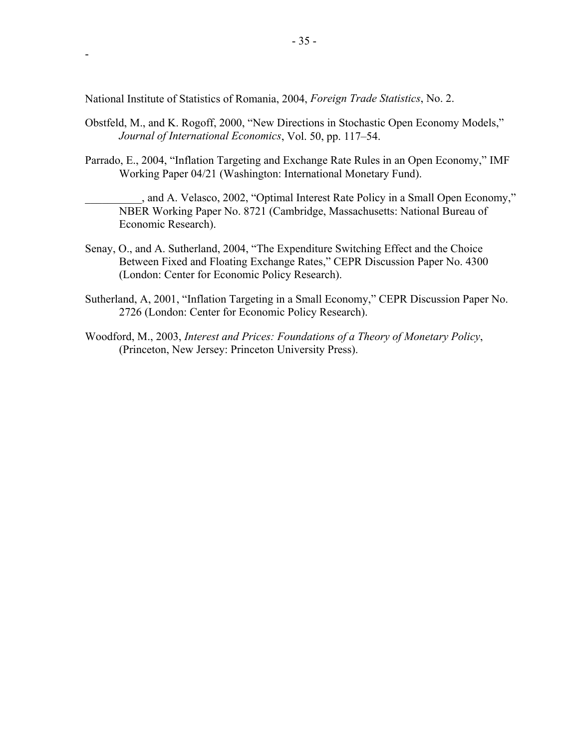National Institute of Statistics of Romania, 2004, *Foreign Trade Statistics*, No. 2.

Obstfeld, M., and K. Rogoff, 2000, "New Directions in Stochastic Open Economy Models," *Journal of International Economics*, Vol. 50, pp. 117–54.

Parrado, E., 2004, "Inflation Targeting and Exchange Rate Rules in an Open Economy," IMF Working Paper 04/21 (Washington: International Monetary Fund).

__________, and A. Velasco, 2002, "Optimal Interest Rate Policy in a Small Open Economy," NBER Working Paper No. 8721 (Cambridge, Massachusetts: National Bureau of Economic Research).

Senay, O., and A. Sutherland, 2004, "The Expenditure Switching Effect and the Choice Between Fixed and Floating Exchange Rates," CEPR Discussion Paper No. 4300 (London: Center for Economic Policy Research).

Sutherland, A, 2001, "Inflation Targeting in a Small Economy," CEPR Discussion Paper No. 2726 (London: Center for Economic Policy Research).

Woodford, M., 2003, *Interest and Prices: Foundations of a Theory of Monetary Policy*, (Princeton, New Jersey: Princeton University Press).